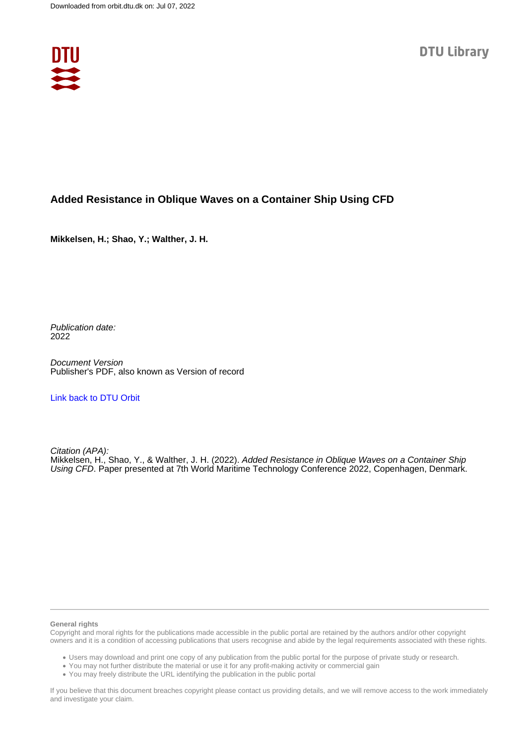Downloaded from orbit.dtu.dk on: Jul 07, 2022

DTU Library

# Added Resistance in Oblique Waves on a Container Ship Using CFD

**Mikkelsen, H.; Shao, Y.; Walther, J. H.**

*Publication date:*
2022

*Document Version*
Publisher's PDF, also known as Version of record

Link back to DTU Orbit

*Citation (APA):*
Mikkelsen, H., Shao, Y., & Walther, J. H. (2022). *Added Resistance in Oblique Waves on a Container Ship Using CFD*. Paper presented at 7th World Maritime Technology Conference 2022, Copenhagen, Denmark.

**General rights**
Copyright and moral rights for the publications made accessible in the public portal are retained by the authors and/or other copyright owners and it is a condition of accessing publications that users recognise and abide by the legal requirements associated with these rights.

- Users may download and print one copy of any publication from the public portal for the purpose of private study or research.
- You may not further distribute the material or use it for any profit-making activity or commercial gain
- You may freely distribute the URL identifying the publication in the public portal

If you believe that this document breaches copyright please contact us providing details, and we will remove access to the work immediately and investigate your claim.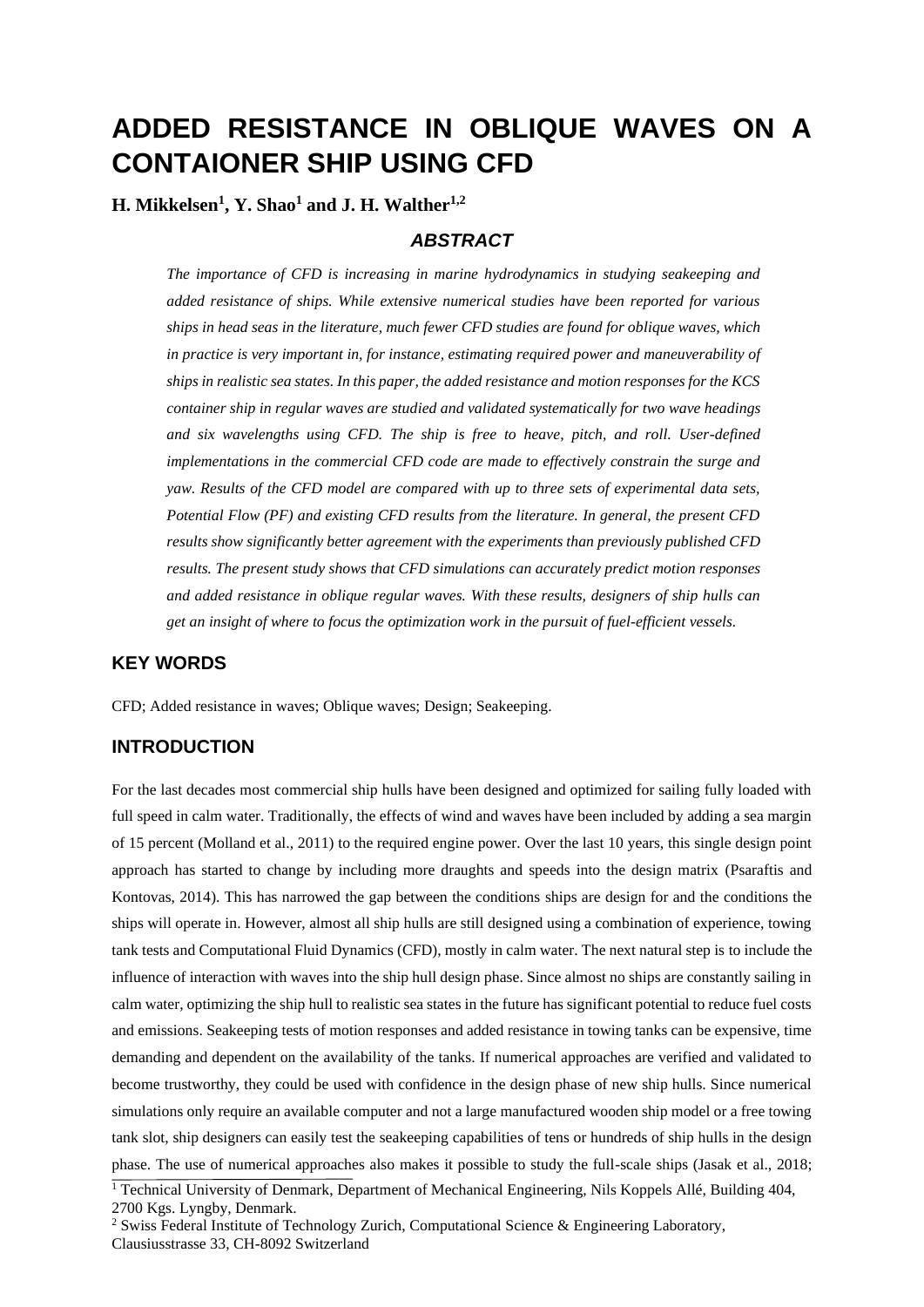# ADDED RESISTANCE IN OBLIQUE WAVES ON A CONTAIONER SHIP USING CFD

**H. Mikkelsen[1], Y. Shao[1] and J. H. Walther[1,2]**

### *ABSTRACT*

*The importance of CFD is increasing in marine hydrodynamics in studying seakeeping and added resistance of ships. While extensive numerical studies have been reported for various ships in head seas in the literature, much fewer CFD studies are found for oblique waves, which in practice is very important in, for instance, estimating required power and maneuverability of ships in realistic sea states. In this paper, the added resistance and motion responses for the KCS container ship in regular waves are studied and validated systematically for two wave headings and six wavelengths using CFD. The ship is free to heave, pitch, and roll. User-defined implementations in the commercial CFD code are made to effectively constrain the surge and yaw. Results of the CFD model are compared with up to three sets of experimental data sets, Potential Flow (PF) and existing CFD results from the literature. In general, the present CFD results show significantly better agreement with the experiments than previously published CFD results. The present study shows that CFD simulations can accurately predict motion responses and added resistance in oblique regular waves. With these results, designers of ship hulls can get an insight of where to focus the optimization work in the pursuit of fuel-efficient vessels.*

## KEY WORDS

CFD; Added resistance in waves; Oblique waves; Design; Seakeeping.

## INTRODUCTION

For the last decades most commercial ship hulls have been designed and optimized for sailing fully loaded with full speed in calm water. Traditionally, the effects of wind and waves have been included by adding a sea margin of 15 percent (Molland et al., 2011) to the required engine power. Over the last 10 years, this single design point approach has started to change by including more draughts and speeds into the design matrix (Psaraftis and Kontovas, 2014). This has narrowed the gap between the conditions ships are design for and the conditions the ships will operate in. However, almost all ship hulls are still designed using a combination of experience, towing tank tests and Computational Fluid Dynamics (CFD), mostly in calm water. The next natural step is to include the influence of interaction with waves into the ship hull design phase. Since almost no ships are constantly sailing in calm water, optimizing the ship hull to realistic sea states in the future has significant potential to reduce fuel costs and emissions. Seakeeping tests of motion responses and added resistance in towing tanks can be expensive, time demanding and dependent on the availability of the tanks. If numerical approaches are verified and validated to become trustworthy, they could be used with confidence in the design phase of new ship hulls. Since numerical simulations only require an available computer and not a large manufactured wooden ship model or a free towing tank slot, ship designers can easily test the seakeeping capabilities of tens or hundreds of ship hulls in the design phase. The use of numerical approaches also makes it possible to study the full-scale ships (Jasak et al., 2018;

[1] Technical University of Denmark, Department of Mechanical Engineering, Nils Koppels Allé, Building 404, 2700 Kgs. Lyngby, Denmark.

[2] Swiss Federal Institute of Technology Zurich, Computational Science & Engineering Laboratory, Clausiusstrasse 33, CH-8092 Switzerland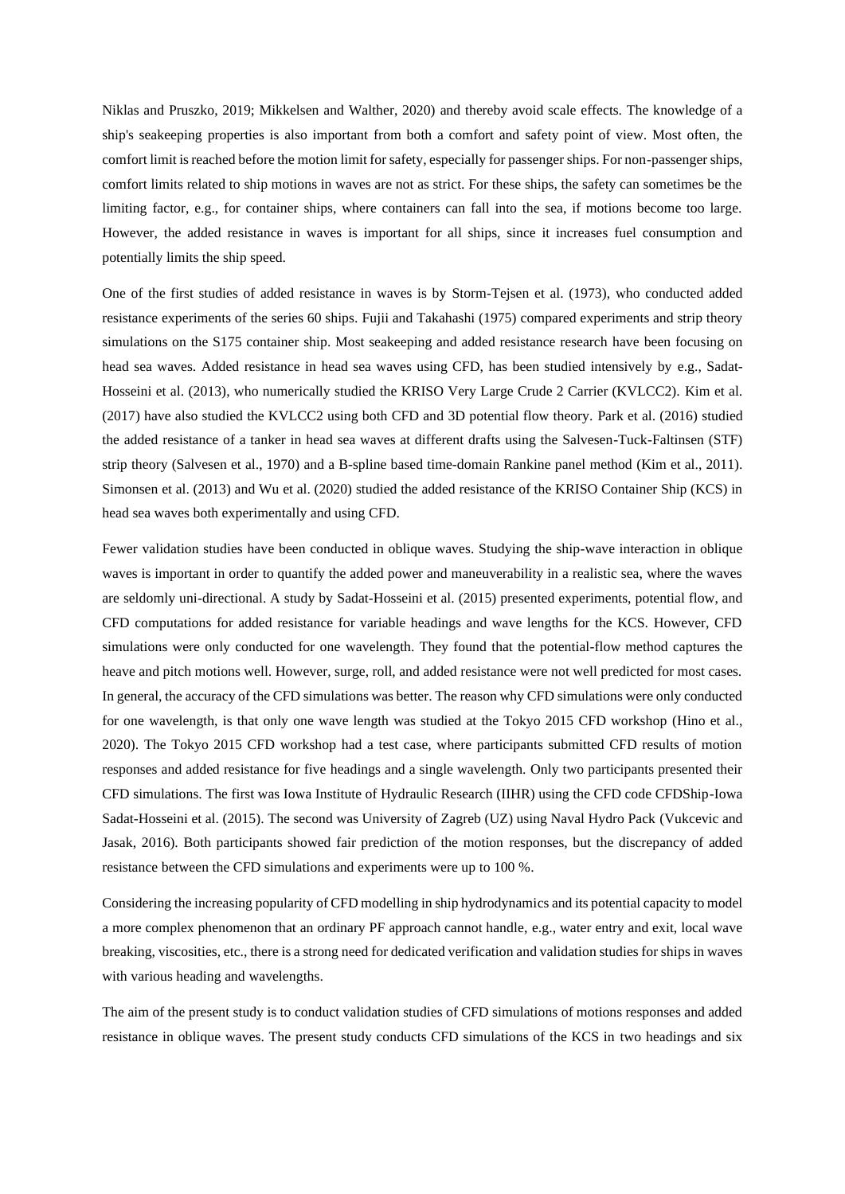Niklas and Pruszko, 2019; Mikkelsen and Walther, 2020) and thereby avoid scale effects. The knowledge of a ship's seakeeping properties is also important from both a comfort and safety point of view. Most often, the comfort limit is reached before the motion limit for safety, especially for passenger ships. For non-passenger ships, comfort limits related to ship motions in waves are not as strict. For these ships, the safety can sometimes be the limiting factor, e.g., for container ships, where containers can fall into the sea, if motions become too large. However, the added resistance in waves is important for all ships, since it increases fuel consumption and potentially limits the ship speed.

One of the first studies of added resistance in waves is by Storm-Tejsen et al. (1973), who conducted added resistance experiments of the series 60 ships. Fujii and Takahashi (1975) compared experiments and strip theory simulations on the S175 container ship. Most seakeeping and added resistance research have been focusing on head sea waves. Added resistance in head sea waves using CFD, has been studied intensively by e.g., Sadat-Hosseini et al. (2013), who numerically studied the KRISO Very Large Crude 2 Carrier (KVLCC2). Kim et al. (2017) have also studied the KVLCC2 using both CFD and 3D potential flow theory. Park et al. (2016) studied the added resistance of a tanker in head sea waves at different drafts using the Salvesen-Tuck-Faltinsen (STF) strip theory (Salvesen et al., 1970) and a B-spline based time-domain Rankine panel method (Kim et al., 2011). Simonsen et al. (2013) and Wu et al. (2020) studied the added resistance of the KRISO Container Ship (KCS) in head sea waves both experimentally and using CFD.

Fewer validation studies have been conducted in oblique waves. Studying the ship-wave interaction in oblique waves is important in order to quantify the added power and maneuverability in a realistic sea, where the waves are seldomly uni-directional. A study by Sadat-Hosseini et al. (2015) presented experiments, potential flow, and CFD computations for added resistance for variable headings and wave lengths for the KCS. However, CFD simulations were only conducted for one wavelength. They found that the potential-flow method captures the heave and pitch motions well. However, surge, roll, and added resistance were not well predicted for most cases. In general, the accuracy of the CFD simulations was better. The reason why CFD simulations were only conducted for one wavelength, is that only one wave length was studied at the Tokyo 2015 CFD workshop (Hino et al., 2020). The Tokyo 2015 CFD workshop had a test case, where participants submitted CFD results of motion responses and added resistance for five headings and a single wavelength. Only two participants presented their CFD simulations. The first was Iowa Institute of Hydraulic Research (IIHR) using the CFD code CFDShip-Iowa Sadat-Hosseini et al. (2015). The second was University of Zagreb (UZ) using Naval Hydro Pack (Vukcevic and Jasak, 2016). Both participants showed fair prediction of the motion responses, but the discrepancy of added resistance between the CFD simulations and experiments were up to 100 %.

Considering the increasing popularity of CFD modelling in ship hydrodynamics and its potential capacity to model a more complex phenomenon that an ordinary PF approach cannot handle, e.g., water entry and exit, local wave breaking, viscosities, etc., there is a strong need for dedicated verification and validation studies for ships in waves with various heading and wavelengths.

The aim of the present study is to conduct validation studies of CFD simulations of motions responses and added resistance in oblique waves. The present study conducts CFD simulations of the KCS in two headings and six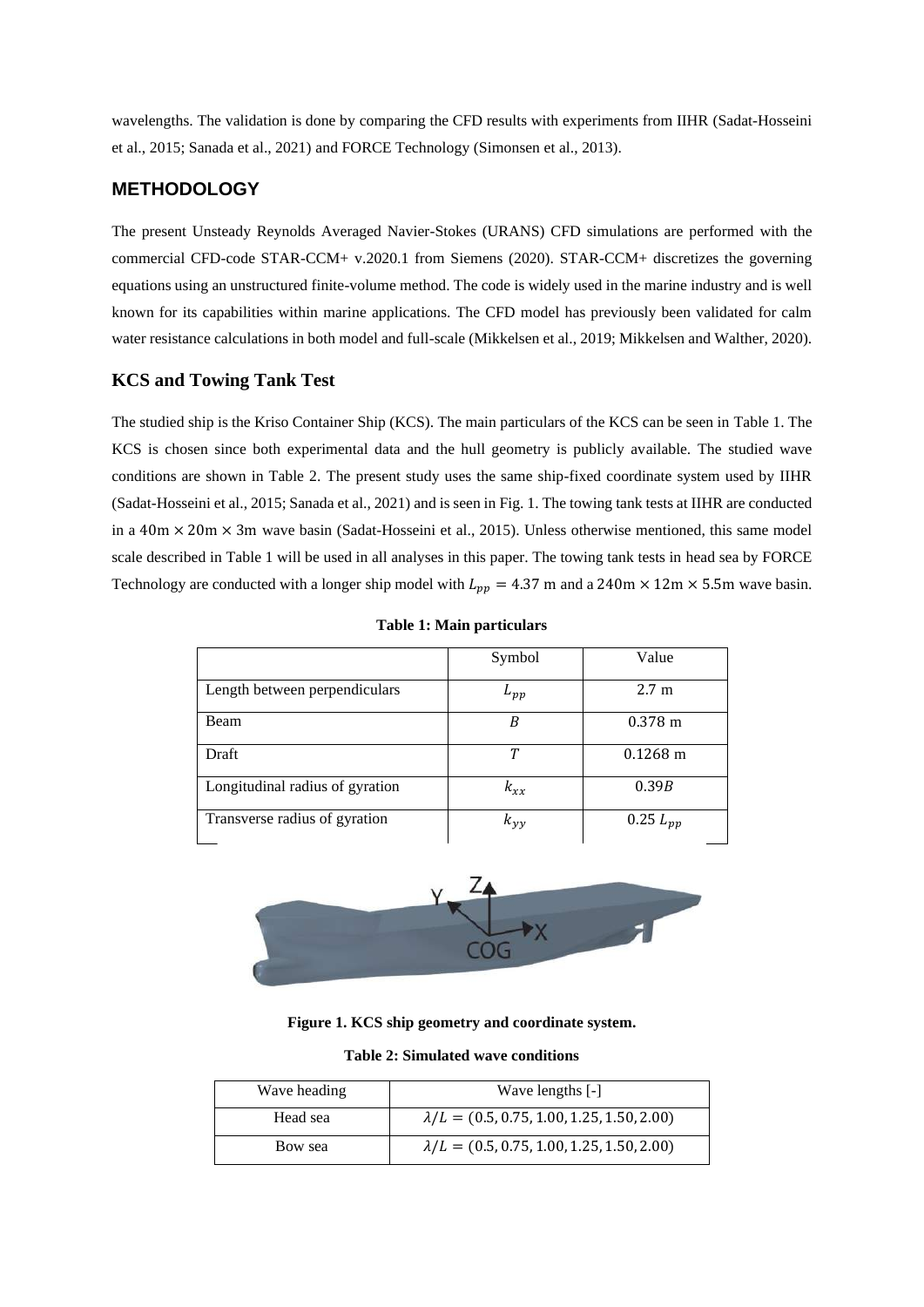wavelengths. The validation is done by comparing the CFD results with experiments from IIHR (Sadat-Hosseini et al., 2015; Sanada et al., 2021) and FORCE Technology (Simonsen et al., 2013).

## METHODOLOGY

The present Unsteady Reynolds Averaged Navier-Stokes (URANS) CFD simulations are performed with the commercial CFD-code STAR-CCM+ v.2020.1 from Siemens (2020). STAR-CCM+ discretizes the governing equations using an unstructured finite-volume method. The code is widely used in the marine industry and is well known for its capabilities within marine applications. The CFD model has previously been validated for calm water resistance calculations in both model and full-scale (Mikkelsen et al., 2019; Mikkelsen and Walther, 2020).

### KCS and Towing Tank Test

The studied ship is the Kriso Container Ship (KCS). The main particulars of the KCS can be seen in Table 1. The KCS is chosen since both experimental data and the hull geometry is publicly available. The studied wave conditions are shown in Table 2. The present study uses the same ship-fixed coordinate system used by IIHR (Sadat-Hosseini et al., 2015; Sanada et al., 2021) and is seen in Fig. 1. The towing tank tests at IIHR are conducted in a $40\text{m} \times 20\text{m} \times 3\text{m}$ wave basin (Sadat-Hosseini et al., 2015). Unless otherwise mentioned, this same model scale described in Table 1 will be used in all analyses in this paper. The towing tank tests in head sea by FORCE Technology are conducted with a longer ship model with $L_{pp} = 4.37$ m and a $240\text{m} \times 12\text{m} \times 5.5\text{m}$ wave basin.

**Table 1: Main particulars**

| | Symbol | Value |
|---|---|---|
| Length between perpendiculars | $L_{pp}$ | 2.7 m |
| Beam | $B$ | 0.378 m |
| Draft | $T$ | 0.1268 m |
| Longitudinal radius of gyration | $k_{xx}$ | $0.39B$ |
| Transverse radius of gyration | $k_{yy}$ | $0.25\ L_{pp}$ |

**Figure 1. KCS ship geometry and coordinate system.**

**Table 2: Simulated wave conditions**

| Wave heading | Wave lengths [-] |
|---|---|
| Head sea | $\lambda/L = (0.5, 0.75, 1.00, 1.25, 1.50, 2.00)$ |
| Bow sea | $\lambda/L = (0.5, 0.75, 1.00, 1.25, 1.50, 2.00)$ |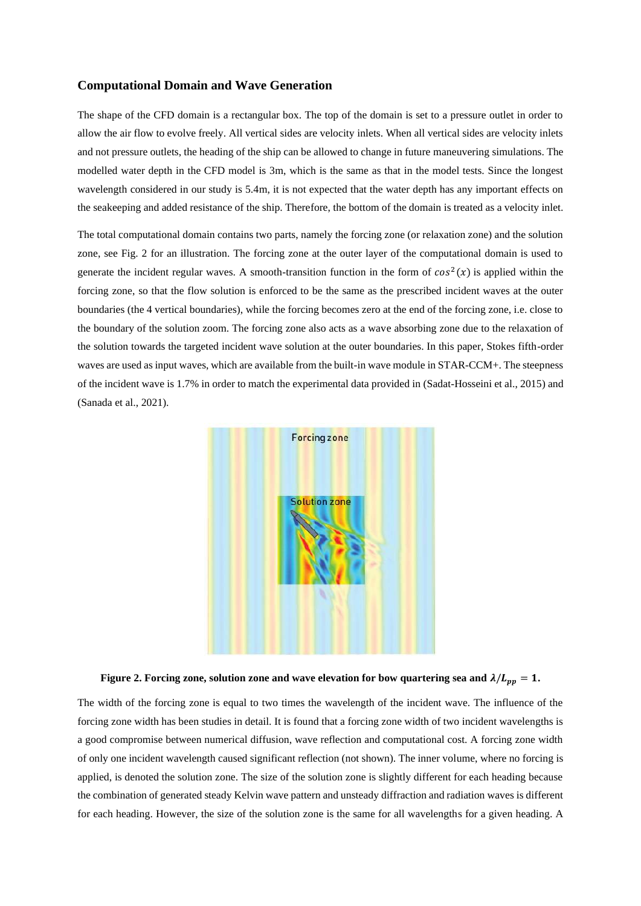## Computational Domain and Wave Generation

The shape of the CFD domain is a rectangular box. The top of the domain is set to a pressure outlet in order to allow the air flow to evolve freely. All vertical sides are velocity inlets. When all vertical sides are velocity inlets and not pressure outlets, the heading of the ship can be allowed to change in future maneuvering simulations. The modelled water depth in the CFD model is 3m, which is the same as that in the model tests. Since the longest wavelength considered in our study is 5.4m, it is not expected that the water depth has any important effects on the seakeeping and added resistance of the ship. Therefore, the bottom of the domain is treated as a velocity inlet.

The total computational domain contains two parts, namely the forcing zone (or relaxation zone) and the solution zone, see Fig. 2 for an illustration. The forcing zone at the outer layer of the computational domain is used to generate the incident regular waves. A smooth-transition function in the form of $cos^2(x)$ is applied within the forcing zone, so that the flow solution is enforced to be the same as the prescribed incident waves at the outer boundaries (the 4 vertical boundaries), while the forcing becomes zero at the end of the forcing zone, i.e. close to the boundary of the solution zoom. The forcing zone also acts as a wave absorbing zone due to the relaxation of the solution towards the targeted incident wave solution at the outer boundaries. In this paper, Stokes fifth-order waves are used as input waves, which are available from the built-in wave module in STAR-CCM+. The steepness of the incident wave is 1.7% in order to match the experimental data provided in (Sadat-Hosseini et al., 2015) and (Sanada et al., 2021).

**Figure 2. Forcing zone, solution zone and wave elevation for bow quartering sea and $\lambda/L_{pp} = 1$.**

The width of the forcing zone is equal to two times the wavelength of the incident wave. The influence of the forcing zone width has been studies in detail. It is found that a forcing zone width of two incident wavelengths is a good compromise between numerical diffusion, wave reflection and computational cost. A forcing zone width of only one incident wavelength caused significant reflection (not shown). The inner volume, where no forcing is applied, is denoted the solution zone. The size of the solution zone is slightly different for each heading because the combination of generated steady Kelvin wave pattern and unsteady diffraction and radiation waves is different for each heading. However, the size of the solution zone is the same for all wavelengths for a given heading. A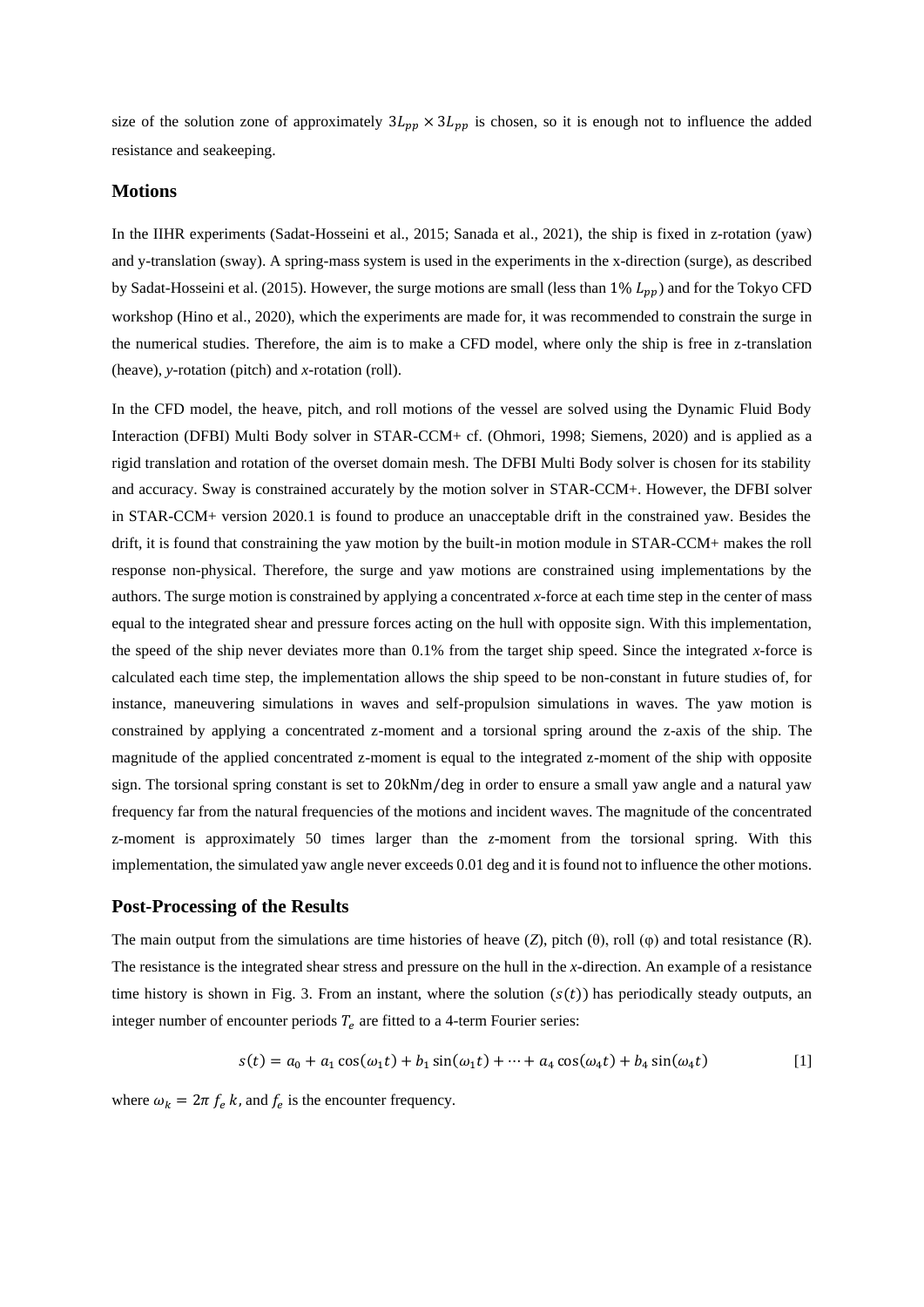size of the solution zone of approximately $3L_{pp} \times 3L_{pp}$ is chosen, so it is enough not to influence the added resistance and seakeeping.

## Motions

In the IIHR experiments (Sadat-Hosseini et al., 2015; Sanada et al., 2021), the ship is fixed in z-rotation (yaw) and y-translation (sway). A spring-mass system is used in the experiments in the x-direction (surge), as described by Sadat-Hosseini et al. (2015). However, the surge motions are small (less than 1% $L_{pp}$) and for the Tokyo CFD workshop (Hino et al., 2020), which the experiments are made for, it was recommended to constrain the surge in the numerical studies. Therefore, the aim is to make a CFD model, where only the ship is free in z-translation (heave), *y*-rotation (pitch) and *x*-rotation (roll).

In the CFD model, the heave, pitch, and roll motions of the vessel are solved using the Dynamic Fluid Body Interaction (DFBI) Multi Body solver in STAR-CCM+ cf. (Ohmori, 1998; Siemens, 2020) and is applied as a rigid translation and rotation of the overset domain mesh. The DFBI Multi Body solver is chosen for its stability and accuracy. Sway is constrained accurately by the motion solver in STAR-CCM+. However, the DFBI solver in STAR-CCM+ version 2020.1 is found to produce an unacceptable drift in the constrained yaw. Besides the drift, it is found that constraining the yaw motion by the built-in motion module in STAR-CCM+ makes the roll response non-physical. Therefore, the surge and yaw motions are constrained using implementations by the authors. The surge motion is constrained by applying a concentrated *x*-force at each time step in the center of mass equal to the integrated shear and pressure forces acting on the hull with opposite sign. With this implementation, the speed of the ship never deviates more than 0.1% from the target ship speed. Since the integrated *x*-force is calculated each time step, the implementation allows the ship speed to be non-constant in future studies of, for instance, maneuvering simulations in waves and self-propulsion simulations in waves. The yaw motion is constrained by applying a concentrated z-moment and a torsional spring around the z-axis of the ship. The magnitude of the applied concentrated z-moment is equal to the integrated z-moment of the ship with opposite sign. The torsional spring constant is set to $20\text{kNm/deg}$ in order to ensure a small yaw angle and a natural yaw frequency far from the natural frequencies of the motions and incident waves. The magnitude of the concentrated z-moment is approximately 50 times larger than the *z*-moment from the torsional spring. With this implementation, the simulated yaw angle never exceeds 0.01 deg and it is found not to influence the other motions.

## Post-Processing of the Results

The main output from the simulations are time histories of heave (*Z*), pitch (θ), roll (φ) and total resistance (R). The resistance is the integrated shear stress and pressure on the hull in the *x*-direction. An example of a resistance time history is shown in Fig. 3. From an instant, where the solution $(s(t))$ has periodically steady outputs, an integer number of encounter periods $T_e$ are fitted to a 4-term Fourier series:

$$s(t) = a_0 + a_1\cos(\omega_1 t) + b_1\sin(\omega_1 t) + \cdots + a_4\cos(\omega_4 t) + b_4\sin(\omega_4 t) \quad [1]$$

where $\omega_k = 2\pi\, f_e\, k$, and $f_e$ is the encounter frequency.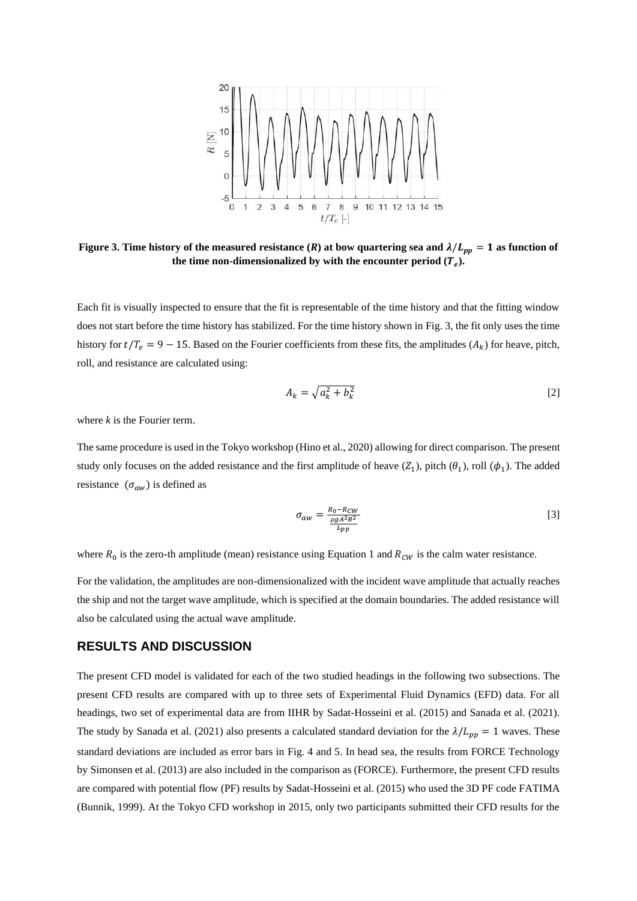**Figure 3. Time history of the measured resistance ($R$) at bow quartering sea and $\lambda/L_{pp} = 1$ as function of the time non-dimensionalized by with the encounter period ($T_e$).**

Each fit is visually inspected to ensure that the fit is representable of the time history and that the fitting window does not start before the time history has stabilized. For the time history shown in Fig. 3, the fit only uses the time history for $t/T_e = 9 - 15$. Based on the Fourier coefficients from these fits, the amplitudes ($A_k$) for heave, pitch, roll, and resistance are calculated using:

$$A_k = \sqrt{a_k^2 + b_k^2} \quad [2]$$

where $k$ is the Fourier term.

The same procedure is used in the Tokyo workshop (Hino et al., 2020) allowing for direct comparison. The present study only focuses on the added resistance and the first amplitude of heave ($Z_1$), pitch ($\theta_1$), roll ($\phi_1$). The added resistance ($\sigma_{aw}$) is defined as

$$\sigma_{aw} = \frac{R_0 - R_{CW}}{\frac{\rho g A^2 B^2}{L_{pp}}} \quad [3]$$

where $R_0$ is the zero-th amplitude (mean) resistance using Equation 1 and $R_{CW}$ is the calm water resistance.

For the validation, the amplitudes are non-dimensionalized with the incident wave amplitude that actually reaches the ship and not the target wave amplitude, which is specified at the domain boundaries. The added resistance will also be calculated using the actual wave amplitude.

## RESULTS AND DISCUSSION

The present CFD model is validated for each of the two studied headings in the following two subsections. The present CFD results are compared with up to three sets of Experimental Fluid Dynamics (EFD) data. For all headings, two set of experimental data are from IIHR by Sadat-Hosseini et al. (2015) and Sanada et al. (2021). The study by Sanada et al. (2021) also presents a calculated standard deviation for the $\lambda/L_{pp} = 1$ waves. These standard deviations are included as error bars in Fig. 4 and 5. In head sea, the results from FORCE Technology by Simonsen et al. (2013) are also included in the comparison as (FORCE). Furthermore, the present CFD results are compared with potential flow (PF) results by Sadat-Hosseini et al. (2015) who used the 3D PF code FATIMA (Bunnik, 1999). At the Tokyo CFD workshop in 2015, only two participants submitted their CFD results for the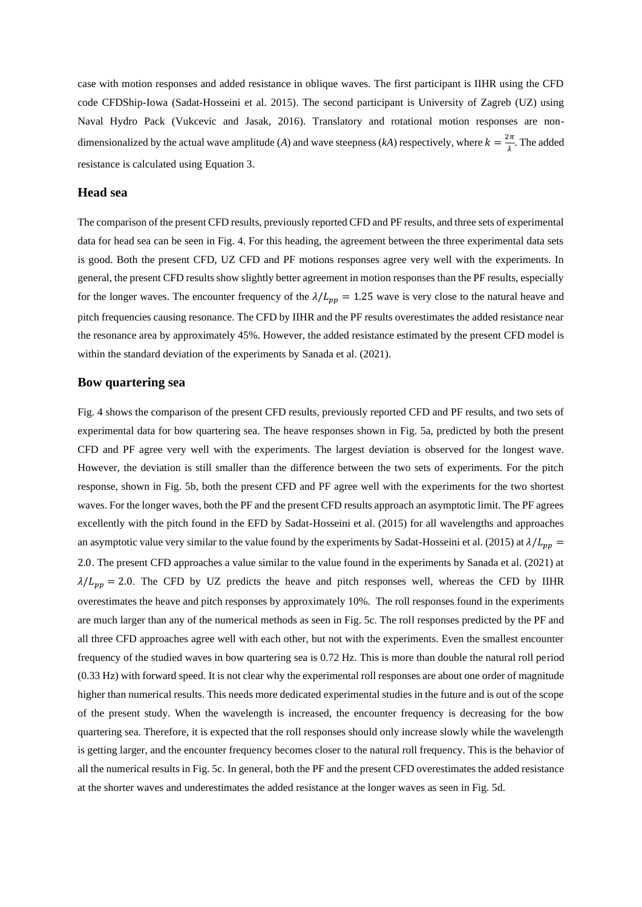case with motion responses and added resistance in oblique waves. The first participant is IIHR using the CFD code CFDShip-Iowa (Sadat-Hosseini et al. 2015). The second participant is University of Zagreb (UZ) using Naval Hydro Pack (Vukcevic and Jasak, 2016). Translatory and rotational motion responses are non-dimensionalized by the actual wave amplitude (*A*) and wave steepness (*kA*) respectively, where $k = \frac{2\pi}{\lambda}$. The added resistance is calculated using Equation 3.

## Head sea

The comparison of the present CFD results, previously reported CFD and PF results, and three sets of experimental data for head sea can be seen in Fig. 4. For this heading, the agreement between the three experimental data sets is good. Both the present CFD, UZ CFD and PF motions responses agree very well with the experiments. In general, the present CFD results show slightly better agreement in motion responses than the PF results, especially for the longer waves. The encounter frequency of the $\lambda/L_{pp} = 1.25$ wave is very close to the natural heave and pitch frequencies causing resonance. The CFD by IIHR and the PF results overestimates the added resistance near the resonance area by approximately 45%. However, the added resistance estimated by the present CFD model is within the standard deviation of the experiments by Sanada et al. (2021).

## Bow quartering sea

Fig. 4 shows the comparison of the present CFD results, previously reported CFD and PF results, and two sets of experimental data for bow quartering sea. The heave responses shown in Fig. 5a, predicted by both the present CFD and PF agree very well with the experiments. The largest deviation is observed for the longest wave. However, the deviation is still smaller than the difference between the two sets of experiments. For the pitch response, shown in Fig. 5b, both the present CFD and PF agree well with the experiments for the two shortest waves. For the longer waves, both the PF and the present CFD results approach an asymptotic limit. The PF agrees excellently with the pitch found in the EFD by Sadat-Hosseini et al. (2015) for all wavelengths and approaches an asymptotic value very similar to the value found by the experiments by Sadat-Hosseini et al. (2015) at $\lambda/L_{pp} = 2.0$. The present CFD approaches a value similar to the value found in the experiments by Sanada et al. (2021) at $\lambda/L_{pp} = 2.0$. The CFD by UZ predicts the heave and pitch responses well, whereas the CFD by IIHR overestimates the heave and pitch responses by approximately 10%. The roll responses found in the experiments are much larger than any of the numerical methods as seen in Fig. 5c. The roll responses predicted by the PF and all three CFD approaches agree well with each other, but not with the experiments. Even the smallest encounter frequency of the studied waves in bow quartering sea is 0.72 Hz. This is more than double the natural roll period (0.33 Hz) with forward speed. It is not clear why the experimental roll responses are about one order of magnitude higher than numerical results. This needs more dedicated experimental studies in the future and is out of the scope of the present study. When the wavelength is increased, the encounter frequency is decreasing for the bow quartering sea. Therefore, it is expected that the roll responses should only increase slowly while the wavelength is getting larger, and the encounter frequency becomes closer to the natural roll frequency. This is the behavior of all the numerical results in Fig. 5c. In general, both the PF and the present CFD overestimates the added resistance at the shorter waves and underestimates the added resistance at the longer waves as seen in Fig. 5d.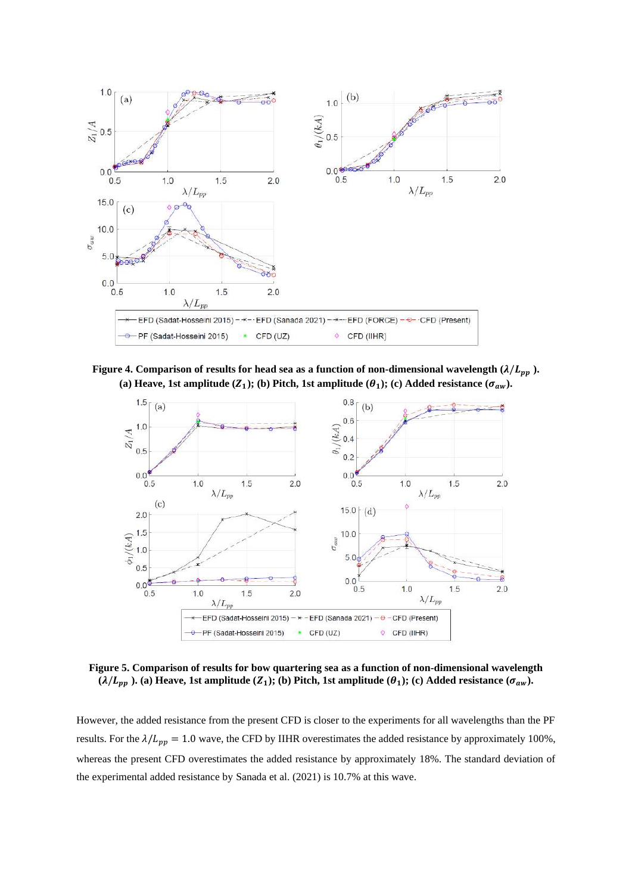**Figure 4. Comparison of results for head sea as a function of non-dimensional wavelength ($\lambda/L_{pp}$ ). (a) Heave, 1st amplitude ($Z_1$); (b) Pitch, 1st amplitude ($\theta_1$); (c) Added resistance ($\sigma_{aw}$).**

**Figure 5. Comparison of results for bow quartering sea as a function of non-dimensional wavelength ($\lambda/L_{pp}$ ). (a) Heave, 1st amplitude ($Z_1$); (b) Pitch, 1st amplitude ($\theta_1$); (c) Added resistance ($\sigma_{aw}$).**

However, the added resistance from the present CFD is closer to the experiments for all wavelengths than the PF results. For the $\lambda/L_{pp} = 1.0$ wave, the CFD by IIHR overestimates the added resistance by approximately 100%, whereas the present CFD overestimates the added resistance by approximately 18%. The standard deviation of the experimental added resistance by Sanada et al. (2021) is 10.7% at this wave.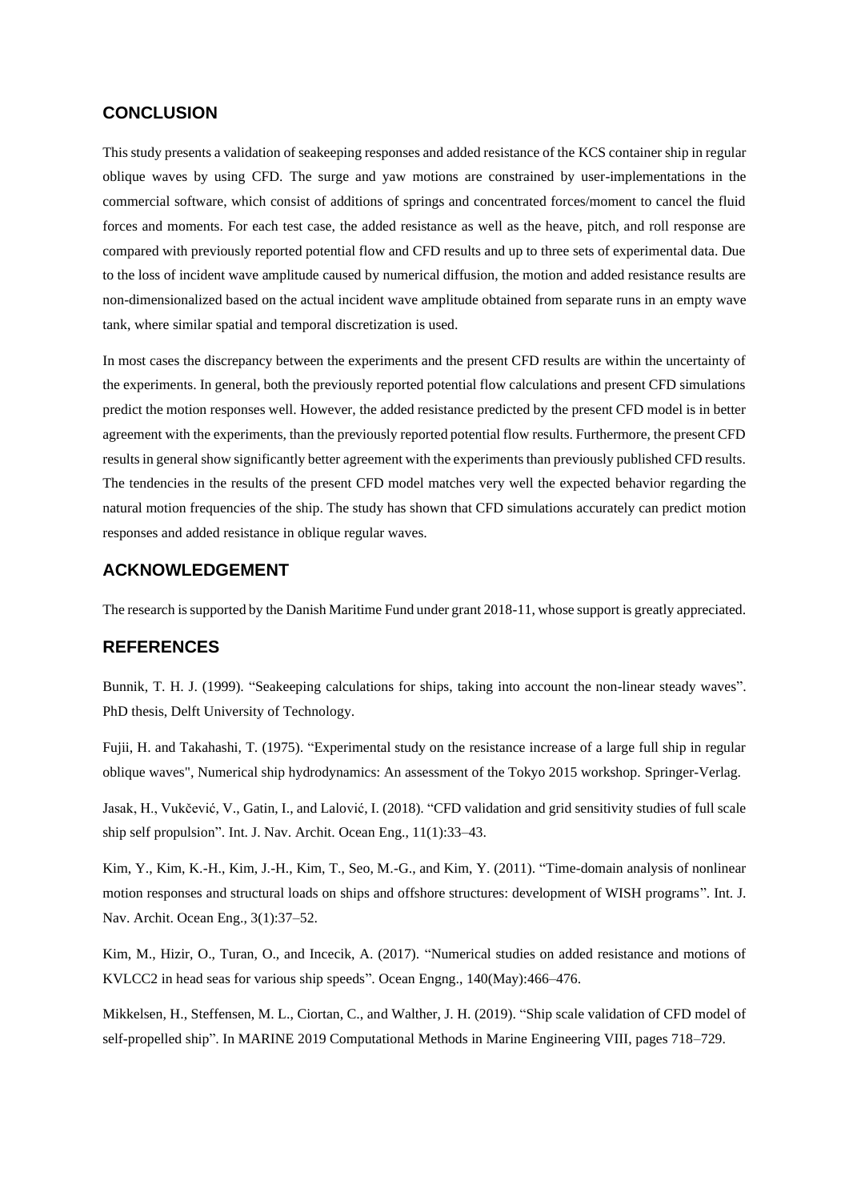## CONCLUSION

This study presents a validation of seakeeping responses and added resistance of the KCS container ship in regular oblique waves by using CFD. The surge and yaw motions are constrained by user-implementations in the commercial software, which consist of additions of springs and concentrated forces/moment to cancel the fluid forces and moments. For each test case, the added resistance as well as the heave, pitch, and roll response are compared with previously reported potential flow and CFD results and up to three sets of experimental data. Due to the loss of incident wave amplitude caused by numerical diffusion, the motion and added resistance results are non-dimensionalized based on the actual incident wave amplitude obtained from separate runs in an empty wave tank, where similar spatial and temporal discretization is used.

In most cases the discrepancy between the experiments and the present CFD results are within the uncertainty of the experiments. In general, both the previously reported potential flow calculations and present CFD simulations predict the motion responses well. However, the added resistance predicted by the present CFD model is in better agreement with the experiments, than the previously reported potential flow results. Furthermore, the present CFD results in general show significantly better agreement with the experiments than previously published CFD results. The tendencies in the results of the present CFD model matches very well the expected behavior regarding the natural motion frequencies of the ship. The study has shown that CFD simulations accurately can predict motion responses and added resistance in oblique regular waves.

## ACKNOWLEDGEMENT

The research is supported by the Danish Maritime Fund under grant 2018-11, whose support is greatly appreciated.

## REFERENCES

Bunnik, T. H. J. (1999). "Seakeeping calculations for ships, taking into account the non-linear steady waves". PhD thesis, Delft University of Technology.

Fujii, H. and Takahashi, T. (1975). "Experimental study on the resistance increase of a large full ship in regular oblique waves", Numerical ship hydrodynamics: An assessment of the Tokyo 2015 workshop. Springer-Verlag.

Jasak, H., Vukčević, V., Gatin, I., and Lalović, I. (2018). "CFD validation and grid sensitivity studies of full scale ship self propulsion". Int. J. Nav. Archit. Ocean Eng., 11(1):33–43.

Kim, Y., Kim, K.-H., Kim, J.-H., Kim, T., Seo, M.-G., and Kim, Y. (2011). "Time-domain analysis of nonlinear motion responses and structural loads on ships and offshore structures: development of WISH programs". Int. J. Nav. Archit. Ocean Eng., 3(1):37–52.

Kim, M., Hizir, O., Turan, O., and Incecik, A. (2017). "Numerical studies on added resistance and motions of KVLCC2 in head seas for various ship speeds". Ocean Engng., 140(May):466–476.

Mikkelsen, H., Steffensen, M. L., Ciortan, C., and Walther, J. H. (2019). "Ship scale validation of CFD model of self-propelled ship". In MARINE 2019 Computational Methods in Marine Engineering VIII, pages 718–729.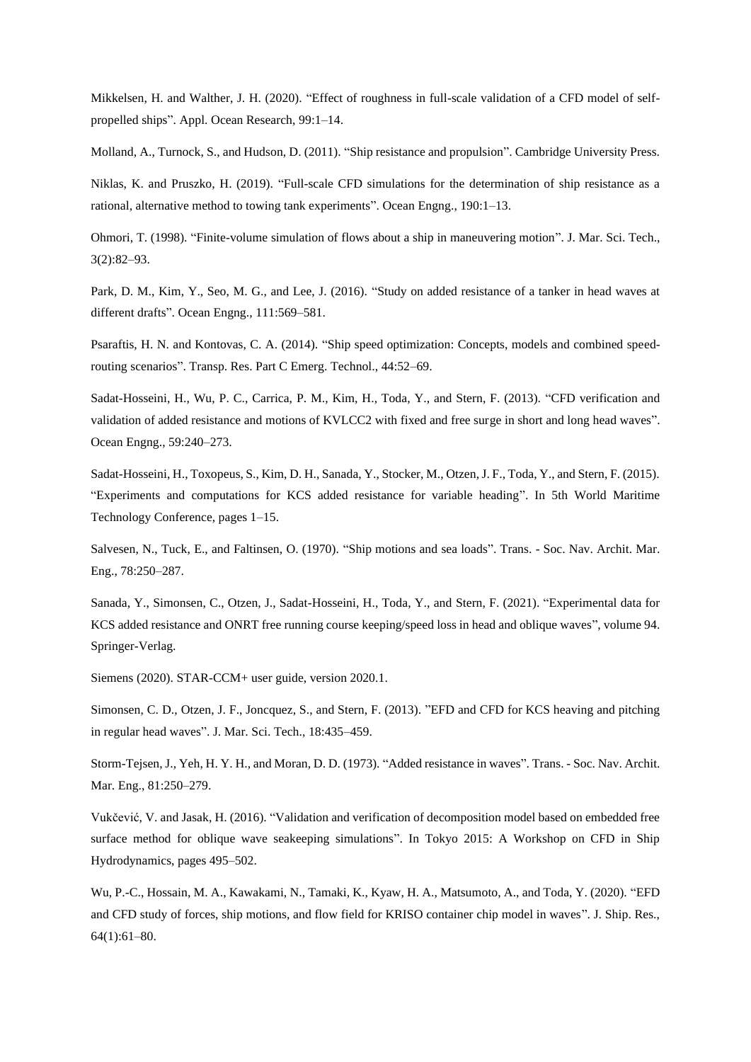Mikkelsen, H. and Walther, J. H. (2020). "Effect of roughness in full-scale validation of a CFD model of self-propelled ships". Appl. Ocean Research, 99:1–14.

Molland, A., Turnock, S., and Hudson, D. (2011). "Ship resistance and propulsion". Cambridge University Press.

Niklas, K. and Pruszko, H. (2019). "Full-scale CFD simulations for the determination of ship resistance as a rational, alternative method to towing tank experiments". Ocean Engng., 190:1–13.

Ohmori, T. (1998). "Finite-volume simulation of flows about a ship in maneuvering motion". J. Mar. Sci. Tech., 3(2):82–93.

Park, D. M., Kim, Y., Seo, M. G., and Lee, J. (2016). "Study on added resistance of a tanker in head waves at different drafts". Ocean Engng., 111:569–581.

Psaraftis, H. N. and Kontovas, C. A. (2014). "Ship speed optimization: Concepts, models and combined speed-routing scenarios". Transp. Res. Part C Emerg. Technol., 44:52–69.

Sadat-Hosseini, H., Wu, P. C., Carrica, P. M., Kim, H., Toda, Y., and Stern, F. (2013). "CFD verification and validation of added resistance and motions of KVLCC2 with fixed and free surge in short and long head waves". Ocean Engng., 59:240–273.

Sadat-Hosseini, H., Toxopeus, S., Kim, D. H., Sanada, Y., Stocker, M., Otzen, J. F., Toda, Y., and Stern, F. (2015). "Experiments and computations for KCS added resistance for variable heading". In 5th World Maritime Technology Conference, pages 1–15.

Salvesen, N., Tuck, E., and Faltinsen, O. (1970). "Ship motions and sea loads". Trans. - Soc. Nav. Archit. Mar. Eng., 78:250–287.

Sanada, Y., Simonsen, C., Otzen, J., Sadat-Hosseini, H., Toda, Y., and Stern, F. (2021). "Experimental data for KCS added resistance and ONRT free running course keeping/speed loss in head and oblique waves", volume 94. Springer-Verlag.

Siemens (2020). STAR-CCM+ user guide, version 2020.1.

Simonsen, C. D., Otzen, J. F., Joncquez, S., and Stern, F. (2013). "EFD and CFD for KCS heaving and pitching in regular head waves". J. Mar. Sci. Tech., 18:435–459.

Storm-Tejsen, J., Yeh, H. Y. H., and Moran, D. D. (1973). "Added resistance in waves". Trans. - Soc. Nav. Archit. Mar. Eng., 81:250–279.

Vukčević, V. and Jasak, H. (2016). "Validation and verification of decomposition model based on embedded free surface method for oblique wave seakeeping simulations". In Tokyo 2015: A Workshop on CFD in Ship Hydrodynamics, pages 495–502.

Wu, P.-C., Hossain, M. A., Kawakami, N., Tamaki, K., Kyaw, H. A., Matsumoto, A., and Toda, Y. (2020). "EFD and CFD study of forces, ship motions, and flow field for KRISO container chip model in waves". J. Ship. Res., 64(1):61–80.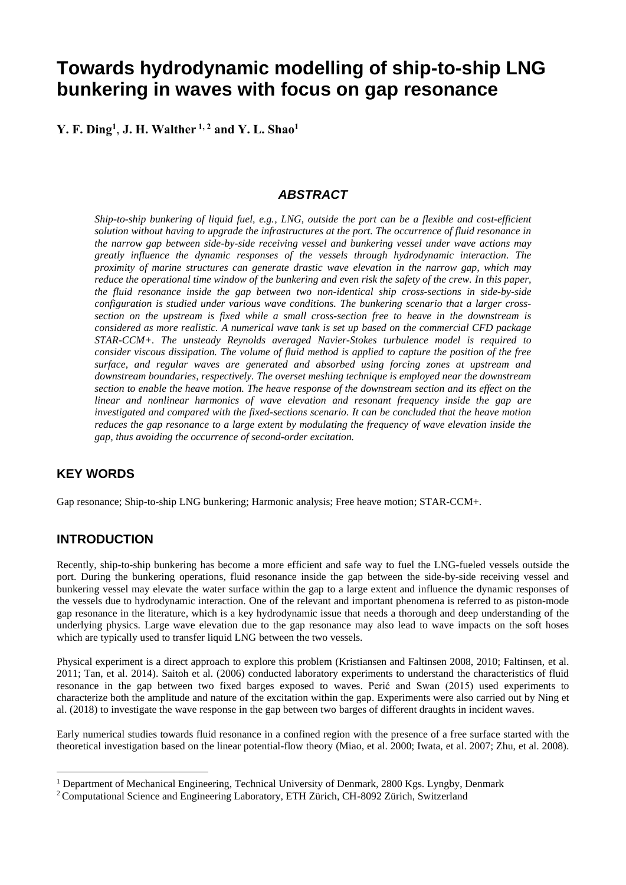# Towards hydrodynamic modelling of ship-to-ship LNG bunkering in waves with focus on gap resonance

**Y. F. Ding[1], J. H. Walther[1, 2] and Y. L. Shao[1]**

## *ABSTRACT*

*Ship-to-ship bunkering of liquid fuel, e.g., LNG, outside the port can be a flexible and cost-efficient solution without having to upgrade the infrastructures at the port. The occurrence of fluid resonance in the narrow gap between side-by-side receiving vessel and bunkering vessel under wave actions may greatly influence the dynamic responses of the vessels through hydrodynamic interaction. The proximity of marine structures can generate drastic wave elevation in the narrow gap, which may reduce the operational time window of the bunkering and even risk the safety of the crew. In this paper, the fluid resonance inside the gap between two non-identical ship cross-sections in side-by-side configuration is studied under various wave conditions. The bunkering scenario that a larger cross-section on the upstream is fixed while a small cross-section free to heave in the downstream is considered as more realistic. A numerical wave tank is set up based on the commercial CFD package STAR-CCM+. The unsteady Reynolds averaged Navier-Stokes turbulence model is required to consider viscous dissipation. The volume of fluid method is applied to capture the position of the free surface, and regular waves are generated and absorbed using forcing zones at upstream and downstream boundaries, respectively. The overset meshing technique is employed near the downstream section to enable the heave motion. The heave response of the downstream section and its effect on the linear and nonlinear harmonics of wave elevation and resonant frequency inside the gap are investigated and compared with the fixed-sections scenario. It can be concluded that the heave motion reduces the gap resonance to a large extent by modulating the frequency of wave elevation inside the gap, thus avoiding the occurrence of second-order excitation.*

## KEY WORDS

Gap resonance; Ship-to-ship LNG bunkering; Harmonic analysis; Free heave motion; STAR-CCM+.

## INTRODUCTION

Recently, ship-to-ship bunkering has become a more efficient and safe way to fuel the LNG-fueled vessels outside the port. During the bunkering operations, fluid resonance inside the gap between the side-by-side receiving vessel and bunkering vessel may elevate the water surface within the gap to a large extent and influence the dynamic responses of the vessels due to hydrodynamic interaction. One of the relevant and important phenomena is referred to as piston-mode gap resonance in the literature, which is a key hydrodynamic issue that needs a thorough and deep understanding of the underlying physics. Large wave elevation due to the gap resonance may also lead to wave impacts on the soft hoses which are typically used to transfer liquid LNG between the two vessels.

Physical experiment is a direct approach to explore this problem (Kristiansen and Faltinsen 2008, 2010; Faltinsen, et al. 2011; Tan, et al. 2014). Saitoh et al. (2006) conducted laboratory experiments to understand the characteristics of fluid resonance in the gap between two fixed barges exposed to waves. Perić and Swan (2015) used experiments to characterize both the amplitude and nature of the excitation within the gap. Experiments were also carried out by Ning et al. (2018) to investigate the wave response in the gap between two barges of different draughts in incident waves.

Early numerical studies towards fluid resonance in a confined region with the presence of a free surface started with the theoretical investigation based on the linear potential-flow theory (Miao, et al. 2000; Iwata, et al. 2007; Zhu, et al. 2008).

---

[1] Department of Mechanical Engineering, Technical University of Denmark, 2800 Kgs. Lyngby, Denmark

[2] Computational Science and Engineering Laboratory, ETH Zürich, CH-8092 Zürich, Switzerland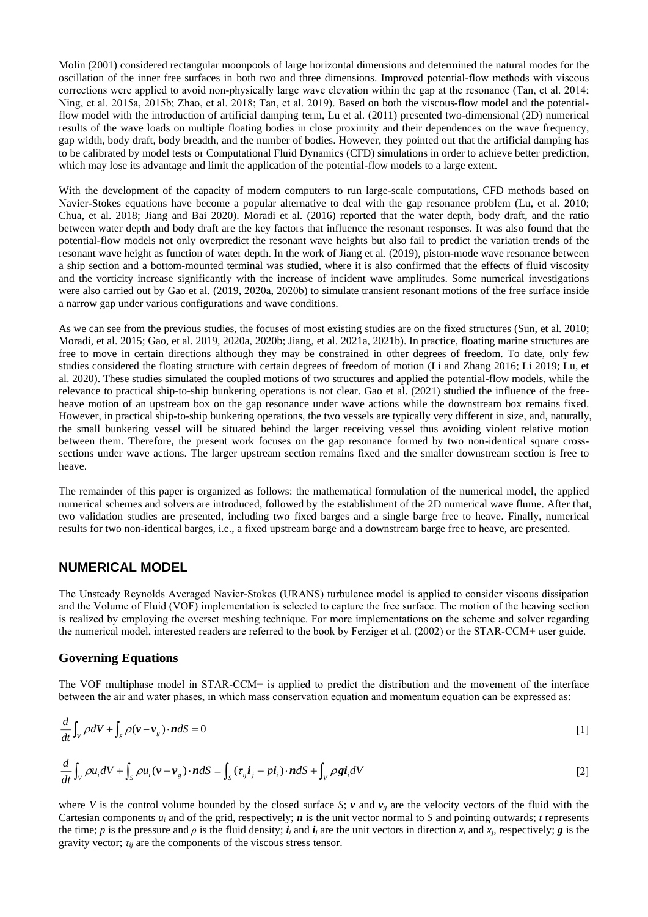Molin (2001) considered rectangular moonpools of large horizontal dimensions and determined the natural modes for the oscillation of the inner free surfaces in both two and three dimensions. Improved potential-flow methods with viscous corrections were applied to avoid non-physically large wave elevation within the gap at the resonance (Tan, et al. 2014; Ning, et al. 2015a, 2015b; Zhao, et al. 2018; Tan, et al. 2019). Based on both the viscous-flow model and the potential-flow model with the introduction of artificial damping term, Lu et al. (2011) presented two-dimensional (2D) numerical results of the wave loads on multiple floating bodies in close proximity and their dependences on the wave frequency, gap width, body draft, body breadth, and the number of bodies. However, they pointed out that the artificial damping has to be calibrated by model tests or Computational Fluid Dynamics (CFD) simulations in order to achieve better prediction, which may lose its advantage and limit the application of the potential-flow models to a large extent.

With the development of the capacity of modern computers to run large-scale computations, CFD methods based on Navier-Stokes equations have become a popular alternative to deal with the gap resonance problem (Lu, et al. 2010; Chua, et al. 2018; Jiang and Bai 2020). Moradi et al. (2016) reported that the water depth, body draft, and the ratio between water depth and body draft are the key factors that influence the resonant responses. It was also found that the potential-flow models not only overpredict the resonant wave heights but also fail to predict the variation trends of the resonant wave height as function of water depth. In the work of Jiang et al. (2019), piston-mode wave resonance between a ship section and a bottom-mounted terminal was studied, where it is also confirmed that the effects of fluid viscosity and the vorticity increase significantly with the increase of incident wave amplitudes. Some numerical investigations were also carried out by Gao et al. (2019, 2020a, 2020b) to simulate transient resonant motions of the free surface inside a narrow gap under various configurations and wave conditions.

As we can see from the previous studies, the focuses of most existing studies are on the fixed structures (Sun, et al. 2010; Moradi, et al. 2015; Gao, et al. 2019, 2020a, 2020b; Jiang, et al. 2021a, 2021b). In practice, floating marine structures are free to move in certain directions although they may be constrained in other degrees of freedom. To date, only few studies considered the floating structure with certain degrees of freedom of motion (Li and Zhang 2016; Li 2019; Lu, et al. 2020). These studies simulated the coupled motions of two structures and applied the potential-flow models, while the relevance to practical ship-to-ship bunkering operations is not clear. Gao et al. (2021) studied the influence of the free-heave motion of an upstream box on the gap resonance under wave actions while the downstream box remains fixed. However, in practical ship-to-ship bunkering operations, the two vessels are typically very different in size, and, naturally, the small bunkering vessel will be situated behind the larger receiving vessel thus avoiding violent relative motion between them. Therefore, the present work focuses on the gap resonance formed by two non-identical square cross-sections under wave actions. The larger upstream section remains fixed and the smaller downstream section is free to heave.

The remainder of this paper is organized as follows: the mathematical formulation of the numerical model, the applied numerical schemes and solvers are introduced, followed by the establishment of the 2D numerical wave flume. After that, two validation studies are presented, including two fixed barges and a single barge free to heave. Finally, numerical results for two non-identical barges, i.e., a fixed upstream barge and a downstream barge free to heave, are presented.

## NUMERICAL MODEL

The Unsteady Reynolds Averaged Navier-Stokes (URANS) turbulence model is applied to consider viscous dissipation and the Volume of Fluid (VOF) implementation is selected to capture the free surface. The motion of the heaving section is realized by employing the overset meshing technique. For more implementations on the scheme and solver regarding the numerical model, interested readers are referred to the book by Ferziger et al. (2002) or the STAR-CCM+ user guide.

### Governing Equations

The VOF multiphase model in STAR-CCM+ is applied to predict the distribution and the movement of the interface between the air and water phases, in which mass conservation equation and momentum equation can be expressed as:

$$\frac{d}{dt}\int_V \rho dV + \int_S \rho(\boldsymbol{v} - \boldsymbol{v}_g)\cdot \boldsymbol{n} dS = 0 \quad [1]$$

$$\frac{d}{dt}\int_V \rho u_i dV + \int_S \rho u_i(\boldsymbol{v} - \boldsymbol{v}_g)\cdot \boldsymbol{n} dS = \int_S (\tau_{ij}\boldsymbol{i}_j - p\boldsymbol{i}_i)\cdot \boldsymbol{n} dS + \int_V \rho \boldsymbol{g}\boldsymbol{i}_i dV \quad [2]$$

where $V$ is the control volume bounded by the closed surface $S$; $\boldsymbol{v}$ and $\boldsymbol{v}_g$ are the velocity vectors of the fluid with the Cartesian components $u_i$ and of the grid, respectively; $\boldsymbol{n}$ is the unit vector normal to $S$ and pointing outwards; $t$ represents the time; $p$ is the pressure and $\rho$ is the fluid density; $\boldsymbol{i}_i$ and $\boldsymbol{i}_j$ are the unit vectors in direction $x_i$ and $x_j$, respectively; $\boldsymbol{g}$ is the gravity vector; $\tau_{ij}$ are the components of the viscous stress tensor.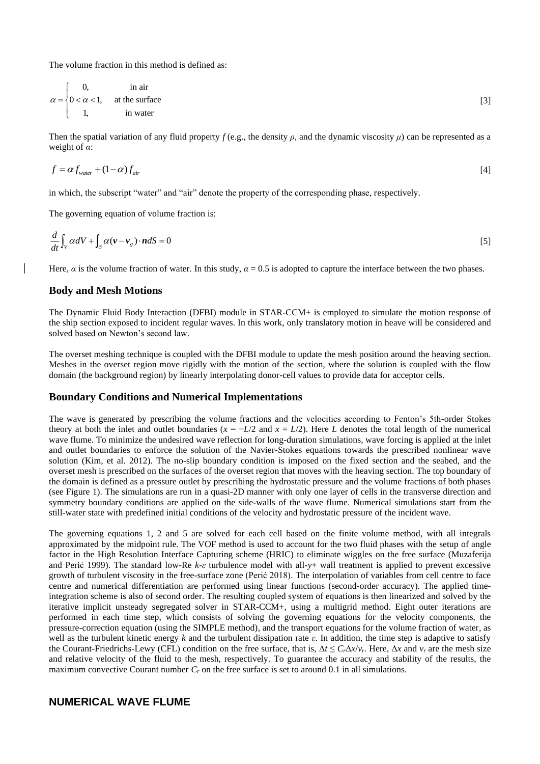The volume fraction in this method is defined as:

$$\alpha = \begin{cases} 0, & \text{in air} \\ 0 < \alpha < 1, & \text{at the surface} \\ 1, & \text{in water} \end{cases} \quad [3]$$

Then the spatial variation of any fluid property $f$ (e.g., the density $\rho$, and the dynamic viscosity $\mu$) can be represented as a weight of $\alpha$:

$$f = \alpha f_{water} + (1-\alpha) f_{air} \quad [4]$$

in which, the subscript "water" and "air" denote the property of the corresponding phase, respectively.

The governing equation of volume fraction is:

$$\frac{d}{dt}\int_V \alpha dV + \int_S \alpha(\boldsymbol{v} - \boldsymbol{v}_g)\cdot \boldsymbol{n} dS = 0 \quad [5]$$

Here, $\alpha$ is the volume fraction of water. In this study, $\alpha = 0.5$ is adopted to capture the interface between the two phases.

## Body and Mesh Motions

The Dynamic Fluid Body Interaction (DFBI) module in STAR-CCM+ is employed to simulate the motion response of the ship section exposed to incident regular waves. In this work, only translatory motion in heave will be considered and solved based on Newton's second law.

The overset meshing technique is coupled with the DFBI module to update the mesh position around the heaving section. Meshes in the overset region move rigidly with the motion of the section, where the solution is coupled with the flow domain (the background region) by linearly interpolating donor-cell values to provide data for acceptor cells.

## Boundary Conditions and Numerical Implementations

The wave is generated by prescribing the volume fractions and the velocities according to Fenton's 5th-order Stokes theory at both the inlet and outlet boundaries ($x = -L/2$ and $x = L/2$). Here $L$ denotes the total length of the numerical wave flume. To minimize the undesired wave reflection for long-duration simulations, wave forcing is applied at the inlet and outlet boundaries to enforce the solution of the Navier-Stokes equations towards the prescribed nonlinear wave solution (Kim, et al. 2012). The no-slip boundary condition is imposed on the fixed section and the seabed, and the overset mesh is prescribed on the surfaces of the overset region that moves with the heaving section. The top boundary of the domain is defined as a pressure outlet by prescribing the hydrostatic pressure and the volume fractions of both phases (see Figure 1). The simulations are run in a quasi-2D manner with only one layer of cells in the transverse direction and symmetry boundary conditions are applied on the side-walls of the wave flume. Numerical simulations start from the still-water state with predefined initial conditions of the velocity and hydrostatic pressure of the incident wave.

The governing equations 1, 2 and 5 are solved for each cell based on the finite volume method, with all integrals approximated by the midpoint rule. The VOF method is used to account for the two fluid phases with the setup of angle factor in the High Resolution Interface Capturing scheme (HRIC) to eliminate wiggles on the free surface (Muzaferija and Perić 1999). The standard low-Re $k$-$\varepsilon$ turbulence model with all-$y$+ wall treatment is applied to prevent excessive growth of turbulent viscosity in the free-surface zone (Perić 2018). The interpolation of variables from cell centre to face centre and numerical differentiation are performed using linear functions (second-order accuracy). The applied time-integration scheme is also of second order. The resulting coupled system of equations is then linearized and solved by the iterative implicit unsteady segregated solver in STAR-CCM+, using a multigrid method. Eight outer iterations are performed in each time step, which consists of solving the governing equations for the velocity components, the pressure-correction equation (using the SIMPLE method), and the transport equations for the volume fraction of water, as well as the turbulent kinetic energy $k$ and the turbulent dissipation rate $\varepsilon$. In addition, the time step is adaptive to satisfy the Courant-Friedrichs-Lewy (CFL) condition on the free surface, that is, $\Delta t \leq C_r \Delta x / v_r$. Here, $\Delta x$ and $v_r$ are the mesh size and relative velocity of the fluid to the mesh, respectively. To guarantee the accuracy and stability of the results, the maximum convective Courant number $C_r$ on the free surface is set to around 0.1 in all simulations.

# NUMERICAL WAVE FLUME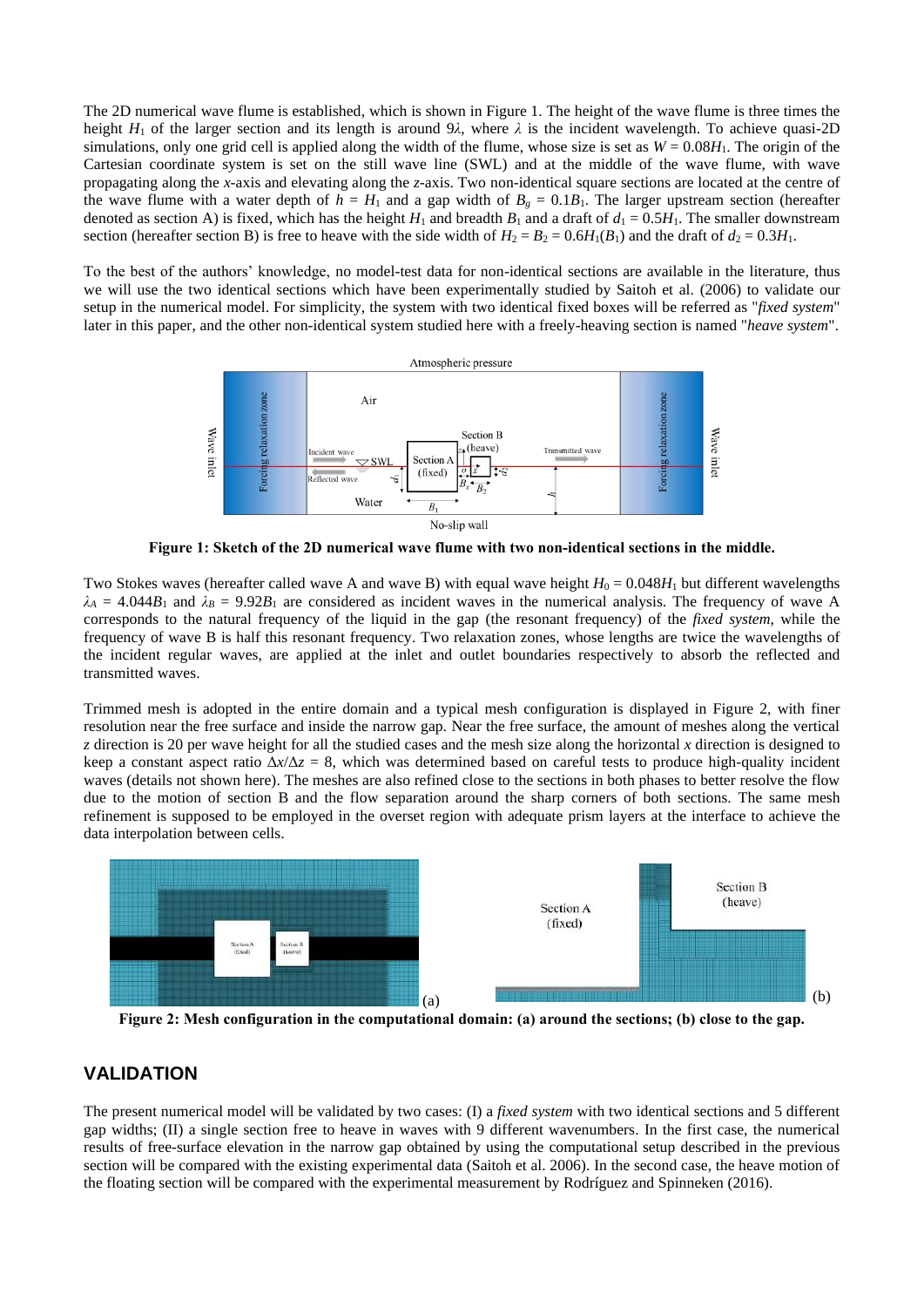The 2D numerical wave flume is established, which is shown in Figure 1. The height of the wave flume is three times the height $H_1$ of the larger section and its length is around $9\lambda$, where $\lambda$ is the incident wavelength. To achieve quasi-2D simulations, only one grid cell is applied along the width of the flume, whose size is set as $W = 0.08H_1$. The origin of the Cartesian coordinate system is set on the still wave line (SWL) and at the middle of the wave flume, with wave propagating along the *x*-axis and elevating along the *z*-axis. Two non-identical square sections are located at the centre of the wave flume with a water depth of $h = H_1$ and a gap width of $B_g = 0.1B_1$. The larger upstream section (hereafter denoted as section A) is fixed, which has the height $H_1$ and breadth $B_1$ and a draft of $d_1 = 0.5H_1$. The smaller downstream section (hereafter section B) is free to heave with the side width of $H_2 = B_2 = 0.6H_1(B_1)$ and the draft of $d_2 = 0.3H_1$.

To the best of the authors' knowledge, no model-test data for non-identical sections are available in the literature, thus we will use the two identical sections which have been experimentally studied by Saitoh et al. (2006) to validate our setup in the numerical model. For simplicity, the system with two identical fixed boxes will be referred as "*fixed system*" later in this paper, and the other non-identical system studied here with a freely-heaving section is named "*heave system*".

**Figure 1: Sketch of the 2D numerical wave flume with two non-identical sections in the middle.**

Two Stokes waves (hereafter called wave A and wave B) with equal wave height $H_0 = 0.048H_1$ but different wavelengths $\lambda_A = 4.044B_1$ and $\lambda_B = 9.92B_1$ are considered as incident waves in the numerical analysis. The frequency of wave A corresponds to the natural frequency of the liquid in the gap (the resonant frequency) of the *fixed system*, while the frequency of wave B is half this resonant frequency. Two relaxation zones, whose lengths are twice the wavelengths of the incident regular waves, are applied at the inlet and outlet boundaries respectively to absorb the reflected and transmitted waves.

Trimmed mesh is adopted in the entire domain and a typical mesh configuration is displayed in Figure 2, with finer resolution near the free surface and inside the narrow gap. Near the free surface, the amount of meshes along the vertical *z* direction is 20 per wave height for all the studied cases and the mesh size along the horizontal *x* direction is designed to keep a constant aspect ratio $\Delta x/\Delta z = 8$, which was determined based on careful tests to produce high-quality incident waves (details not shown here). The meshes are also refined close to the sections in both phases to better resolve the flow due to the motion of section B and the flow separation around the sharp corners of both sections. The same mesh refinement is supposed to be employed in the overset region with adequate prism layers at the interface to achieve the data interpolation between cells.

**Figure 2: Mesh configuration in the computational domain: (a) around the sections; (b) close to the gap.**

## VALIDATION

The present numerical model will be validated by two cases: (I) a *fixed system* with two identical sections and 5 different gap widths; (II) a single section free to heave in waves with 9 different wavenumbers. In the first case, the numerical results of free-surface elevation in the narrow gap obtained by using the computational setup described in the previous section will be compared with the existing experimental data (Saitoh et al. 2006). In the second case, the heave motion of the floating section will be compared with the experimental measurement by Rodríguez and Spinneken (2016).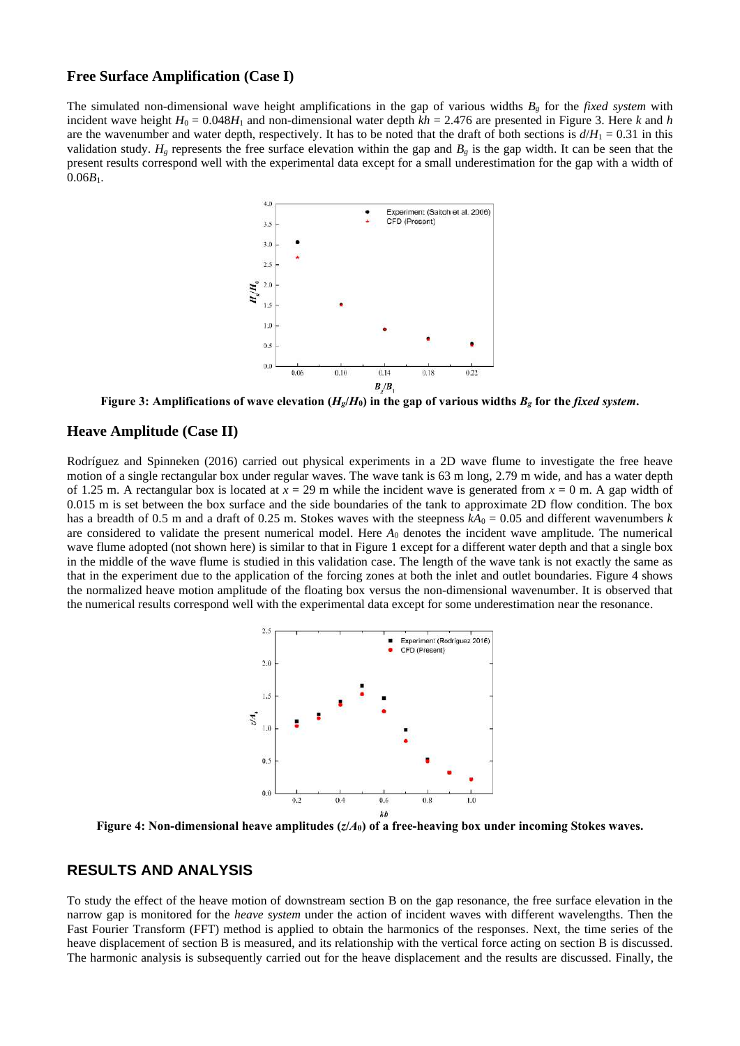## Free Surface Amplification (Case I)

The simulated non-dimensional wave height amplifications in the gap of various widths $B_g$ for the *fixed system* with incident wave height $H_0 = 0.048H_1$ and non-dimensional water depth $kh = 2.476$ are presented in Figure 3. Here $k$ and $h$ are the wavenumber and water depth, respectively. It has to be noted that the draft of both sections is $d/H_1 = 0.31$ in this validation study. $H_g$ represents the free surface elevation within the gap and $B_g$ is the gap width. It can be seen that the present results correspond well with the experimental data except for a small underestimation for the gap with a width of $0.06B_1$.

**Figure 3: Amplifications of wave elevation ($H_g/H_0$) in the gap of various widths $B_g$ for the *fixed system*.**

## Heave Amplitude (Case II)

Rodríguez and Spinneken (2016) carried out physical experiments in a 2D wave flume to investigate the free heave motion of a single rectangular box under regular waves. The wave tank is 63 m long, 2.79 m wide, and has a water depth of 1.25 m. A rectangular box is located at $x = 29$ m while the incident wave is generated from $x = 0$ m. A gap width of 0.015 m is set between the box surface and the side boundaries of the tank to approximate 2D flow condition. The box has a breadth of 0.5 m and a draft of 0.25 m. Stokes waves with the steepness $kA_0 = 0.05$ and different wavenumbers $k$ are considered to validate the present numerical model. Here $A_0$ denotes the incident wave amplitude. The numerical wave flume adopted (not shown here) is similar to that in Figure 1 except for a different water depth and that a single box in the middle of the wave flume is studied in this validation case. The length of the wave tank is not exactly the same as that in the experiment due to the application of the forcing zones at both the inlet and outlet boundaries. Figure 4 shows the normalized heave motion amplitude of the floating box versus the non-dimensional wavenumber. It is observed that the numerical results correspond well with the experimental data except for some underestimation near the resonance.

**Figure 4: Non-dimensional heave amplitudes ($z/A_0$) of a free-heaving box under incoming Stokes waves.**

## RESULTS AND ANALYSIS

To study the effect of the heave motion of downstream section B on the gap resonance, the free surface elevation in the narrow gap is monitored for the *heave system* under the action of incident waves with different wavelengths. Then the Fast Fourier Transform (FFT) method is applied to obtain the harmonics of the responses. Next, the time series of the heave displacement of section B is measured, and its relationship with the vertical force acting on section B is discussed. The harmonic analysis is subsequently carried out for the heave displacement and the results are discussed. Finally, the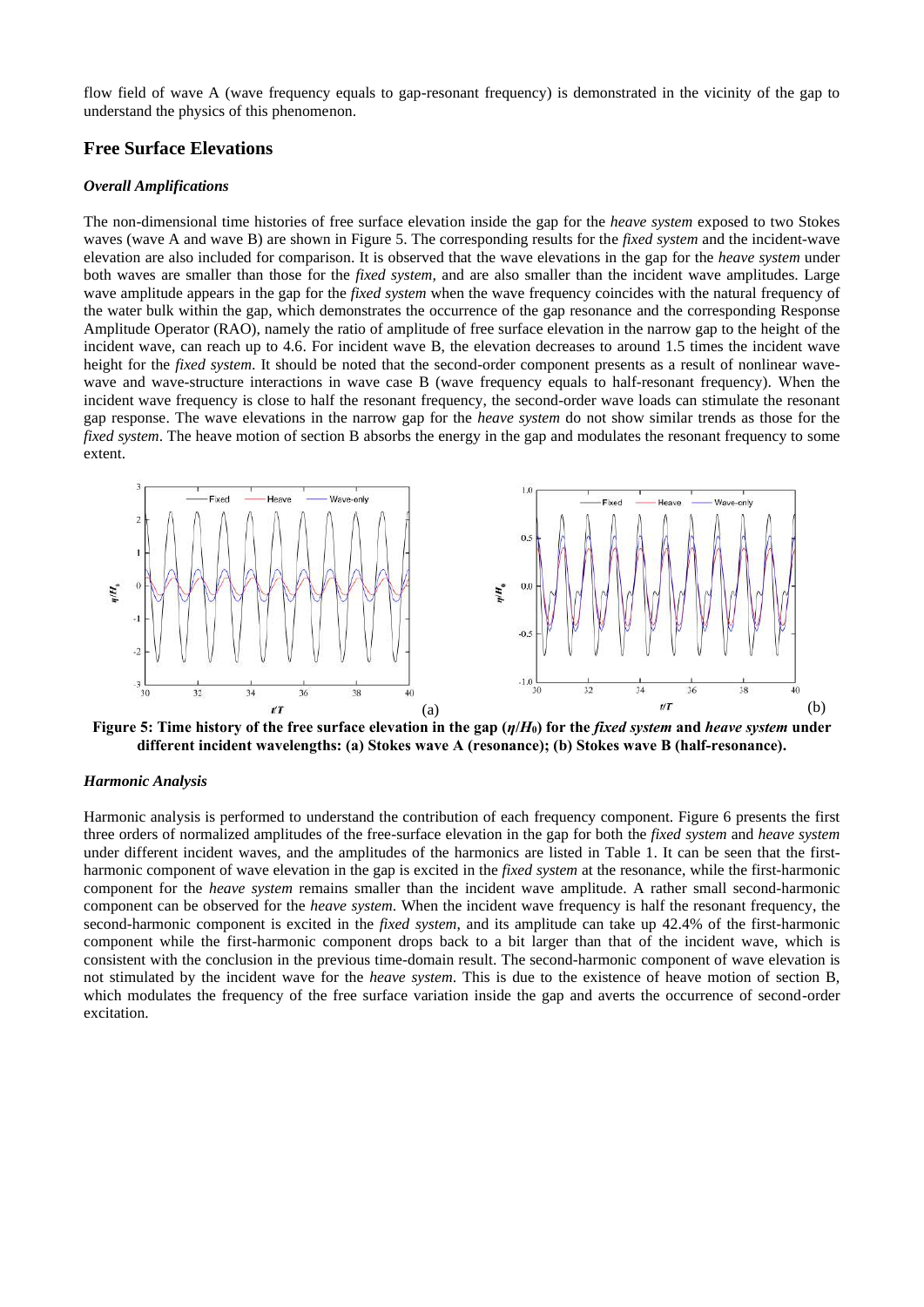flow field of wave A (wave frequency equals to gap-resonant frequency) is demonstrated in the vicinity of the gap to understand the physics of this phenomenon.

## Free Surface Elevations

### *Overall Amplifications*

The non-dimensional time histories of free surface elevation inside the gap for the *heave system* exposed to two Stokes waves (wave A and wave B) are shown in Figure 5. The corresponding results for the *fixed system* and the incident-wave elevation are also included for comparison. It is observed that the wave elevations in the gap for the *heave system* under both waves are smaller than those for the *fixed system*, and are also smaller than the incident wave amplitudes. Large wave amplitude appears in the gap for the *fixed system* when the wave frequency coincides with the natural frequency of the water bulk within the gap, which demonstrates the occurrence of the gap resonance and the corresponding Response Amplitude Operator (RAO), namely the ratio of amplitude of free surface elevation in the narrow gap to the height of the incident wave, can reach up to 4.6. For incident wave B, the elevation decreases to around 1.5 times the incident wave height for the *fixed system*. It should be noted that the second-order component presents as a result of nonlinear wave-wave and wave-structure interactions in wave case B (wave frequency equals to half-resonant frequency). When the incident wave frequency is close to half the resonant frequency, the second-order wave loads can stimulate the resonant gap response. The wave elevations in the narrow gap for the *heave system* do not show similar trends as those for the *fixed system*. The heave motion of section B absorbs the energy in the gap and modulates the resonant frequency to some extent.

**Figure 5: Time history of the free surface elevation in the gap ($\eta/H_0$) for the *fixed system* and *heave system* under different incident wavelengths: (a) Stokes wave A (resonance); (b) Stokes wave B (half-resonance).**

### *Harmonic Analysis*

Harmonic analysis is performed to understand the contribution of each frequency component. Figure 6 presents the first three orders of normalized amplitudes of the free-surface elevation in the gap for both the *fixed system* and *heave system* under different incident waves, and the amplitudes of the harmonics are listed in Table 1. It can be seen that the first-harmonic component of wave elevation in the gap is excited in the *fixed system* at the resonance, while the first-harmonic component for the *heave system* remains smaller than the incident wave amplitude. A rather small second-harmonic component can be observed for the *heave system*. When the incident wave frequency is half the resonant frequency, the second-harmonic component is excited in the *fixed system*, and its amplitude can take up 42.4% of the first-harmonic component while the first-harmonic component drops back to a bit larger than that of the incident wave, which is consistent with the conclusion in the previous time-domain result. The second-harmonic component of wave elevation is not stimulated by the incident wave for the *heave system*. This is due to the existence of heave motion of section B, which modulates the frequency of the free surface variation inside the gap and averts the occurrence of second-order excitation.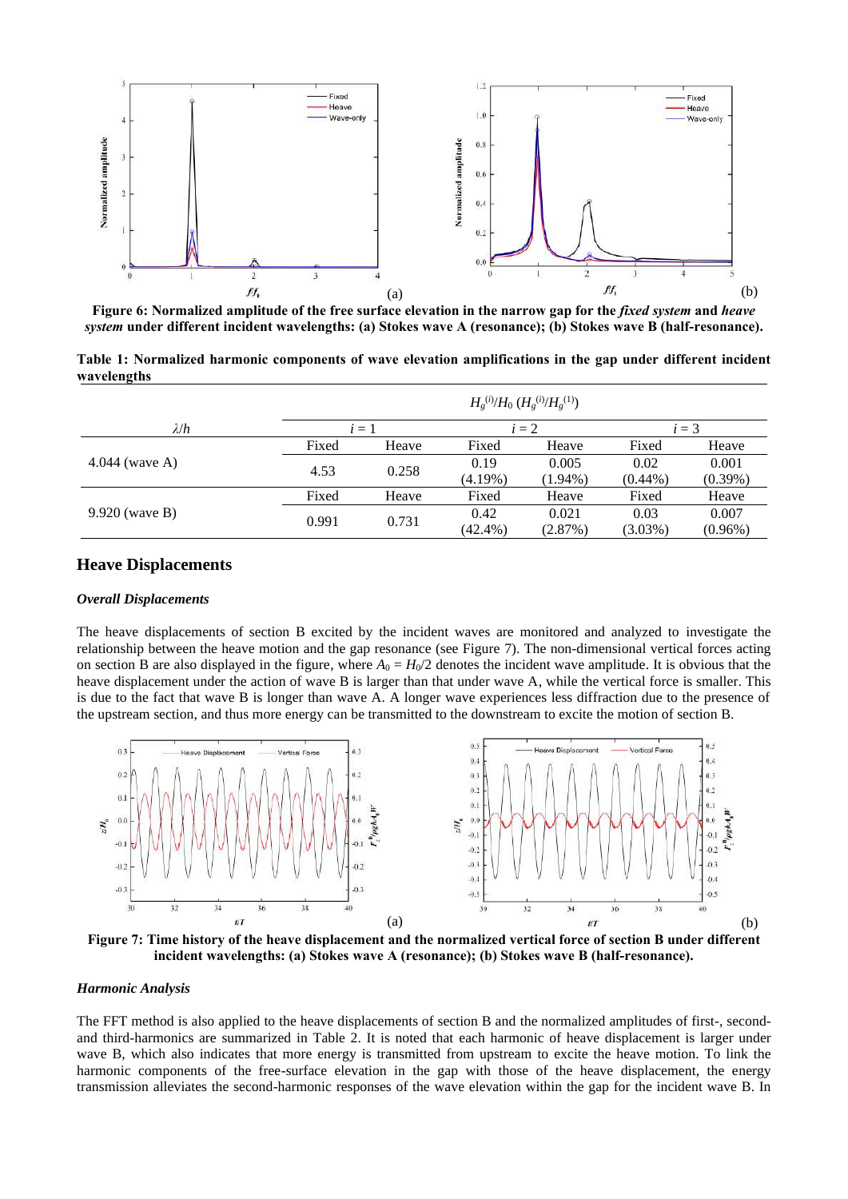Figure 6: Normalized amplitude of the free surface elevation in the narrow gap for the *fixed system* and *heave system* under different incident wavelengths: (a) Stokes wave A (resonance); (b) Stokes wave B (half-resonance).

Table 1: Normalized harmonic components of wave elevation amplifications in the gap under different incident wavelengths

| $\lambda/h$ | $H_g^{(i)}/H_0$ ($H_g^{(i)}/H_g^{(1)}$) | | | | | |
|---|---|---|---|---|---|---|
| | $i = 1$ | | $i = 2$ | | $i = 3$ | |
| 4.044 (wave A) | Fixed | Heave | Fixed | Heave | Fixed | Heave |
| | 4.53 | 0.258 | 0.19 (4.19%) | 0.005 (1.94%) | 0.02 (0.44%) | 0.001 (0.39%) |
| 9.920 (wave B) | Fixed | Heave | Fixed | Heave | Fixed | Heave |
| | 0.991 | 0.731 | 0.42 (42.4%) | 0.021 (2.87%) | 0.03 (3.03%) | 0.007 (0.96%) |

## Heave Displacements

### *Overall Displacements*

The heave displacements of section B excited by the incident waves are monitored and analyzed to investigate the relationship between the heave motion and the gap resonance (see Figure 7). The non-dimensional vertical forces acting on section B are also displayed in the figure, where $A_0 = H_0/2$ denotes the incident wave amplitude. It is obvious that the heave displacement under the action of wave B is larger than that under wave A, while the vertical force is smaller. This is due to the fact that wave B is longer than wave A. A longer wave experiences less diffraction due to the presence of the upstream section, and thus more energy can be transmitted to the downstream to excite the motion of section B.

Figure 7: Time history of the heave displacement and the normalized vertical force of section B under different incident wavelengths: (a) Stokes wave A (resonance); (b) Stokes wave B (half-resonance).

### *Harmonic Analysis*

The FFT method is also applied to the heave displacements of section B and the normalized amplitudes of first-, second- and third-harmonics are summarized in Table 2. It is noted that each harmonic of heave displacement is larger under wave B, which also indicates that more energy is transmitted from upstream to excite the heave motion. To link the harmonic components of the free-surface elevation in the gap with those of the heave displacement, the energy transmission alleviates the second-harmonic responses of the wave elevation within the gap for the incident wave B. In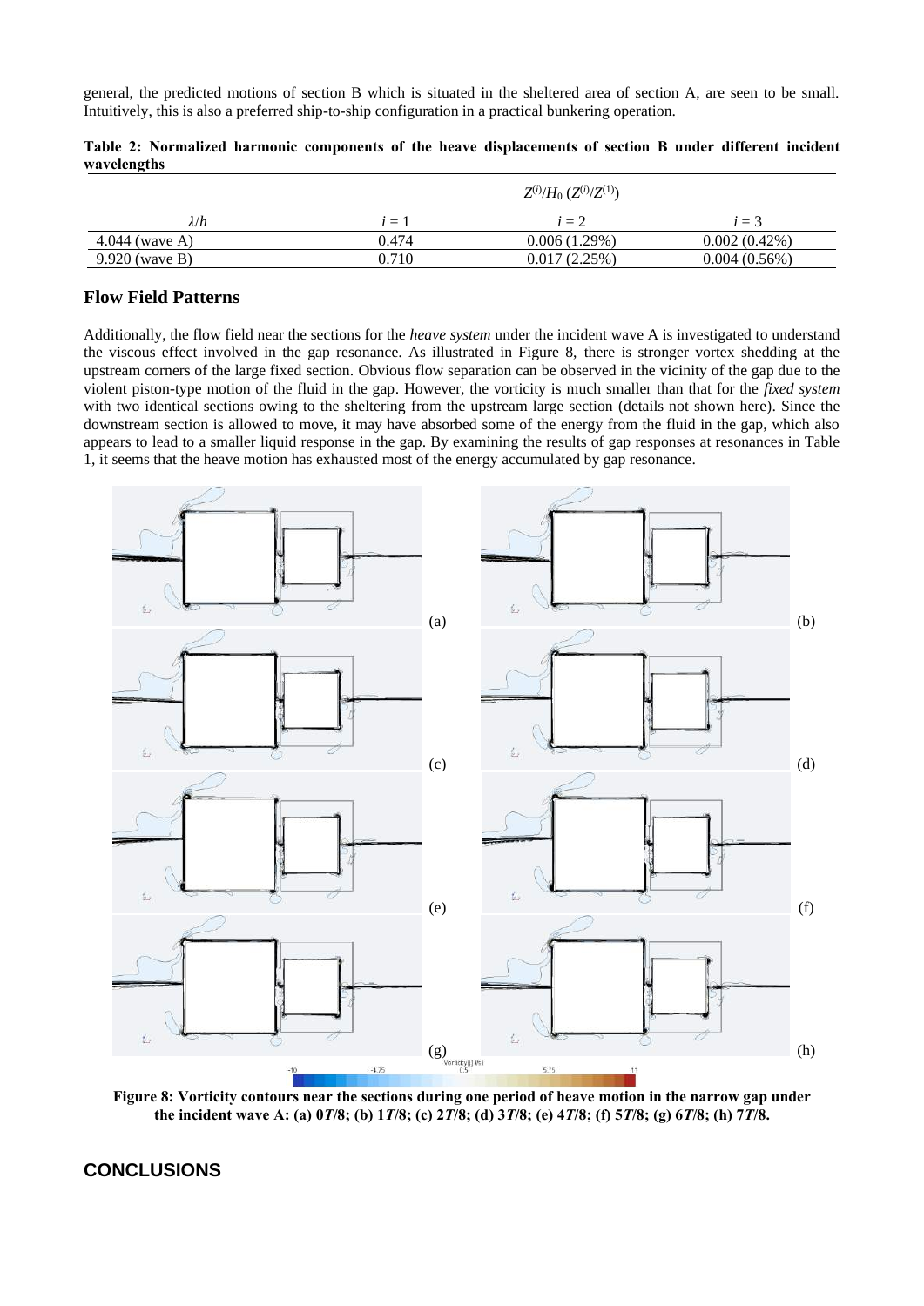general, the predicted motions of section B which is situated in the sheltered area of section A, are seen to be small. Intuitively, this is also a preferred ship-to-ship configuration in a practical bunkering operation.

**Table 2: Normalized harmonic components of the heave displacements of section B under different incident wavelengths**

| | $Z^{(i)}/H_0$ ($Z^{(i)}/Z^{(1)}$) | | |
|---|---|---|---|
| $\lambda/h$ | $i = 1$ | $i = 2$ | $i = 3$ |
| 4.044 (wave A) | 0.474 | 0.006 (1.29%) | 0.002 (0.42%) |
| 9.920 (wave B) | 0.710 | 0.017 (2.25%) | 0.004 (0.56%) |

## Flow Field Patterns

Additionally, the flow field near the sections for the *heave system* under the incident wave A is investigated to understand the viscous effect involved in the gap resonance. As illustrated in Figure 8, there is stronger vortex shedding at the upstream corners of the large fixed section. Obvious flow separation can be observed in the vicinity of the gap due to the violent piston-type motion of the fluid in the gap. However, the vorticity is much smaller than that for the *fixed system* with two identical sections owing to the sheltering from the upstream large section (details not shown here). Since the downstream section is allowed to move, it may have absorbed some of the energy from the fluid in the gap, which also appears to lead to a smaller liquid response in the gap. By examining the results of gap responses at resonances in Table 1, it seems that the heave motion has exhausted most of the energy accumulated by gap resonance.

**Figure 8: Vorticity contours near the sections during one period of heave motion in the narrow gap under the incident wave A: (a) 0*T*/8; (b) 1*T*/8; (c) 2*T*/8; (d) 3*T*/8; (e) 4*T*/8; (f) 5*T*/8; (g) 6*T*/8; (h) 7*T*/8.**

## CONCLUSIONS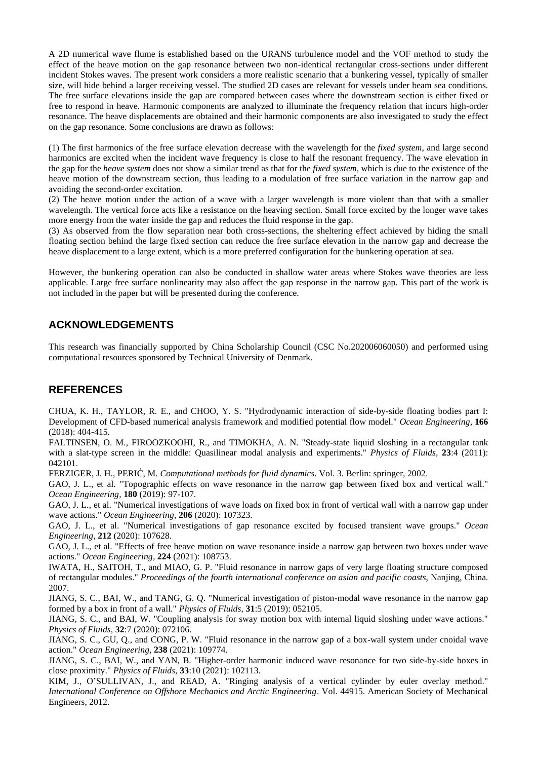A 2D numerical wave flume is established based on the URANS turbulence model and the VOF method to study the effect of the heave motion on the gap resonance between two non-identical rectangular cross-sections under different incident Stokes waves. The present work considers a more realistic scenario that a bunkering vessel, typically of smaller size, will hide behind a larger receiving vessel. The studied 2D cases are relevant for vessels under beam sea conditions. The free surface elevations inside the gap are compared between cases where the downstream section is either fixed or free to respond in heave. Harmonic components are analyzed to illuminate the frequency relation that incurs high-order resonance. The heave displacements are obtained and their harmonic components are also investigated to study the effect on the gap resonance. Some conclusions are drawn as follows:

(1) The first harmonics of the free surface elevation decrease with the wavelength for the *fixed system*, and large second harmonics are excited when the incident wave frequency is close to half the resonant frequency. The wave elevation in the gap for the *heave system* does not show a similar trend as that for the *fixed system*, which is due to the existence of the heave motion of the downstream section, thus leading to a modulation of free surface variation in the narrow gap and avoiding the second-order excitation.

(2) The heave motion under the action of a wave with a larger wavelength is more violent than that with a smaller wavelength. The vertical force acts like a resistance on the heaving section. Small force excited by the longer wave takes more energy from the water inside the gap and reduces the fluid response in the gap.

(3) As observed from the flow separation near both cross-sections, the sheltering effect achieved by hiding the small floating section behind the large fixed section can reduce the free surface elevation in the narrow gap and decrease the heave displacement to a large extent, which is a more preferred configuration for the bunkering operation at sea.

However, the bunkering operation can also be conducted in shallow water areas where Stokes wave theories are less applicable. Large free surface nonlinearity may also affect the gap response in the narrow gap. This part of the work is not included in the paper but will be presented during the conference.

## ACKNOWLEDGEMENTS

This research was financially supported by China Scholarship Council (CSC No.202006060050) and performed using computational resources sponsored by Technical University of Denmark.

## REFERENCES

CHUA, K. H., TAYLOR, R. E., and CHOO, Y. S. "Hydrodynamic interaction of side-by-side floating bodies part I: Development of CFD-based numerical analysis framework and modified potential flow model." *Ocean Engineering*, **166** (2018): 404-415.

FALTINSEN, O. M., FIROOZKOOHI, R., and TIMOKHA, A. N. "Steady-state liquid sloshing in a rectangular tank with a slat-type screen in the middle: Quasilinear modal analysis and experiments." *Physics of Fluids*, **23**:4 (2011): 042101.

FERZIGER, J. H., PERIĆ, M. *Computational methods for fluid dynamics*. Vol. 3. Berlin: springer, 2002.

GAO, J. L., et al. "Topographic effects on wave resonance in the narrow gap between fixed box and vertical wall." *Ocean Engineering*, **180** (2019): 97-107.

GAO, J. L., et al. "Numerical investigations of wave loads on fixed box in front of vertical wall with a narrow gap under wave actions." *Ocean Engineering*, **206** (2020): 107323.

GAO, J. L., et al. "Numerical investigations of gap resonance excited by focused transient wave groups." *Ocean Engineering*, **212** (2020): 107628.

GAO, J. L., et al. "Effects of free heave motion on wave resonance inside a narrow gap between two boxes under wave actions." *Ocean Engineering*, **224** (2021): 108753.

IWATA, H., SAITOH, T., and MIAO, G. P. "Fluid resonance in narrow gaps of very large floating structure composed of rectangular modules." *Proceedings of the fourth international conference on asian and pacific coasts*, Nanjing, China. 2007.

JIANG, S. C., BAI, W., and TANG, G. Q. "Numerical investigation of piston-modal wave resonance in the narrow gap formed by a box in front of a wall." *Physics of Fluids*, **31**:5 (2019): 052105.

JIANG, S. C., and BAI, W. "Coupling analysis for sway motion box with internal liquid sloshing under wave actions." *Physics of Fluids*, **32**:7 (2020): 072106.

JIANG, S. C., GU, Q., and CONG, P. W. "Fluid resonance in the narrow gap of a box-wall system under cnoidal wave action." *Ocean Engineering*, **238** (2021): 109774.

JIANG, S. C., BAI, W., and YAN, B. "Higher-order harmonic induced wave resonance for two side-by-side boxes in close proximity." *Physics of Fluids*, **33**:10 (2021): 102113.

KIM, J., O'SULLIVAN, J., and READ, A. "Ringing analysis of a vertical cylinder by euler overlay method." *International Conference on Offshore Mechanics and Arctic Engineering*. Vol. 44915. American Society of Mechanical Engineers, 2012.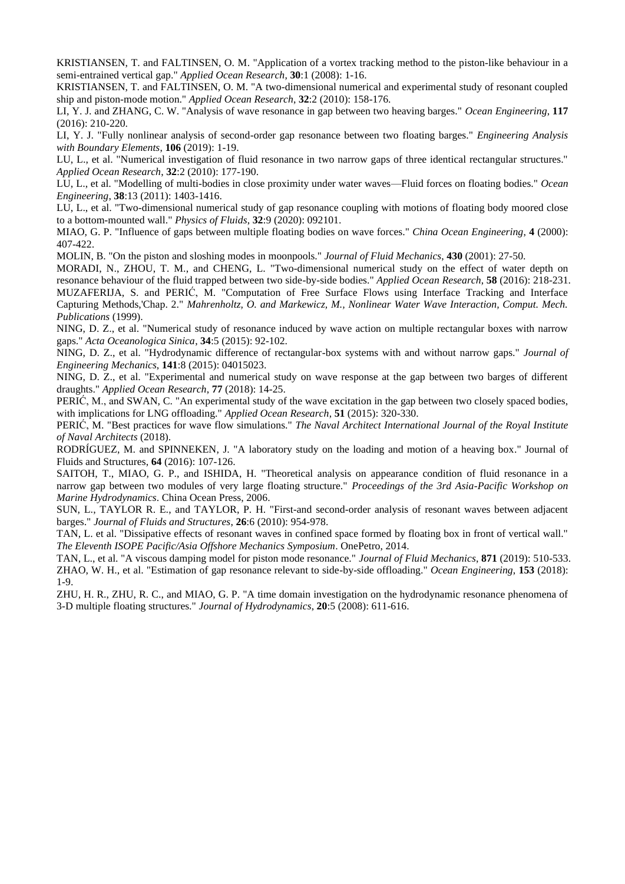KRISTIANSEN, T. and FALTINSEN, O. M. "Application of a vortex tracking method to the piston-like behaviour in a semi-entrained vertical gap." *Applied Ocean Research*, **30**:1 (2008): 1-16.

KRISTIANSEN, T. and FALTINSEN, O. M. "A two-dimensional numerical and experimental study of resonant coupled ship and piston-mode motion." *Applied Ocean Research*, **32**:2 (2010): 158-176.

LI, Y. J. and ZHANG, C. W. "Analysis of wave resonance in gap between two heaving barges." *Ocean Engineering*, **117** (2016): 210-220.

LI, Y. J. "Fully nonlinear analysis of second-order gap resonance between two floating barges." *Engineering Analysis with Boundary Elements*, **106** (2019): 1-19.

LU, L., et al. "Numerical investigation of fluid resonance in two narrow gaps of three identical rectangular structures." *Applied Ocean Research*, **32**:2 (2010): 177-190.

LU, L., et al. "Modelling of multi-bodies in close proximity under water waves—Fluid forces on floating bodies." *Ocean Engineering*, **38**:13 (2011): 1403-1416.

LU, L., et al. "Two-dimensional numerical study of gap resonance coupling with motions of floating body moored close to a bottom-mounted wall." *Physics of Fluids*, **32**:9 (2020): 092101.

MIAO, G. P. "Influence of gaps between multiple floating bodies on wave forces." *China Ocean Engineering*, **4** (2000): 407-422.

MOLIN, B. "On the piston and sloshing modes in moonpools." *Journal of Fluid Mechanics*, **430** (2001): 27-50.

MORADI, N., ZHOU, T. M., and CHENG, L. "Two-dimensional numerical study on the effect of water depth on resonance behaviour of the fluid trapped between two side-by-side bodies." *Applied Ocean Research*, **58** (2016): 218-231.

MUZAFERIJA, S. and PERIĆ, M. "Computation of Free Surface Flows using Interface Tracking and Interface Capturing Methods,'Chap. 2." *Mahrenholtz, O. and Markewicz, M., Nonlinear Water Wave Interaction, Comput. Mech. Publications* (1999).

NING, D. Z., et al. "Numerical study of resonance induced by wave action on multiple rectangular boxes with narrow gaps." *Acta Oceanologica Sinica*, **34**:5 (2015): 92-102.

NING, D. Z., et al. "Hydrodynamic difference of rectangular-box systems with and without narrow gaps." *Journal of Engineering Mechanics*, **141**:8 (2015): 04015023.

NING, D. Z., et al. "Experimental and numerical study on wave response at the gap between two barges of different draughts." *Applied Ocean Research*, **77** (2018): 14-25.

PERIĆ, M., and SWAN, C. "An experimental study of the wave excitation in the gap between two closely spaced bodies, with implications for LNG offloading." *Applied Ocean Research*, **51** (2015): 320-330.

PERIĆ, M. "Best practices for wave flow simulations." *The Naval Architect International Journal of the Royal Institute of Naval Architects* (2018).

RODRÍGUEZ, M. and SPINNEKEN, J. "A laboratory study on the loading and motion of a heaving box." Journal of Fluids and Structures, **64** (2016): 107-126.

SAITOH, T., MIAO, G. P., and ISHIDA, H. "Theoretical analysis on appearance condition of fluid resonance in a narrow gap between two modules of very large floating structure." *Proceedings of the 3rd Asia-Pacific Workshop on Marine Hydrodynamics*. China Ocean Press, 2006.

SUN, L., TAYLOR R. E., and TAYLOR, P. H. "First-and second-order analysis of resonant waves between adjacent barges." *Journal of Fluids and Structures*, **26**:6 (2010): 954-978.

TAN, L. et al. "Dissipative effects of resonant waves in confined space formed by floating box in front of vertical wall." *The Eleventh ISOPE Pacific/Asia Offshore Mechanics Symposium*. OnePetro, 2014.

TAN, L., et al. "A viscous damping model for piston mode resonance." *Journal of Fluid Mechanics*, **871** (2019): 510-533.

ZHAO, W. H., et al. "Estimation of gap resonance relevant to side-by-side offloading." *Ocean Engineering*, **153** (2018): 1-9.

ZHU, H. R., ZHU, R. C., and MIAO, G. P. "A time domain investigation on the hydrodynamic resonance phenomena of 3-D multiple floating structures." *Journal of Hydrodynamics*, **20**:5 (2008): 611-616.